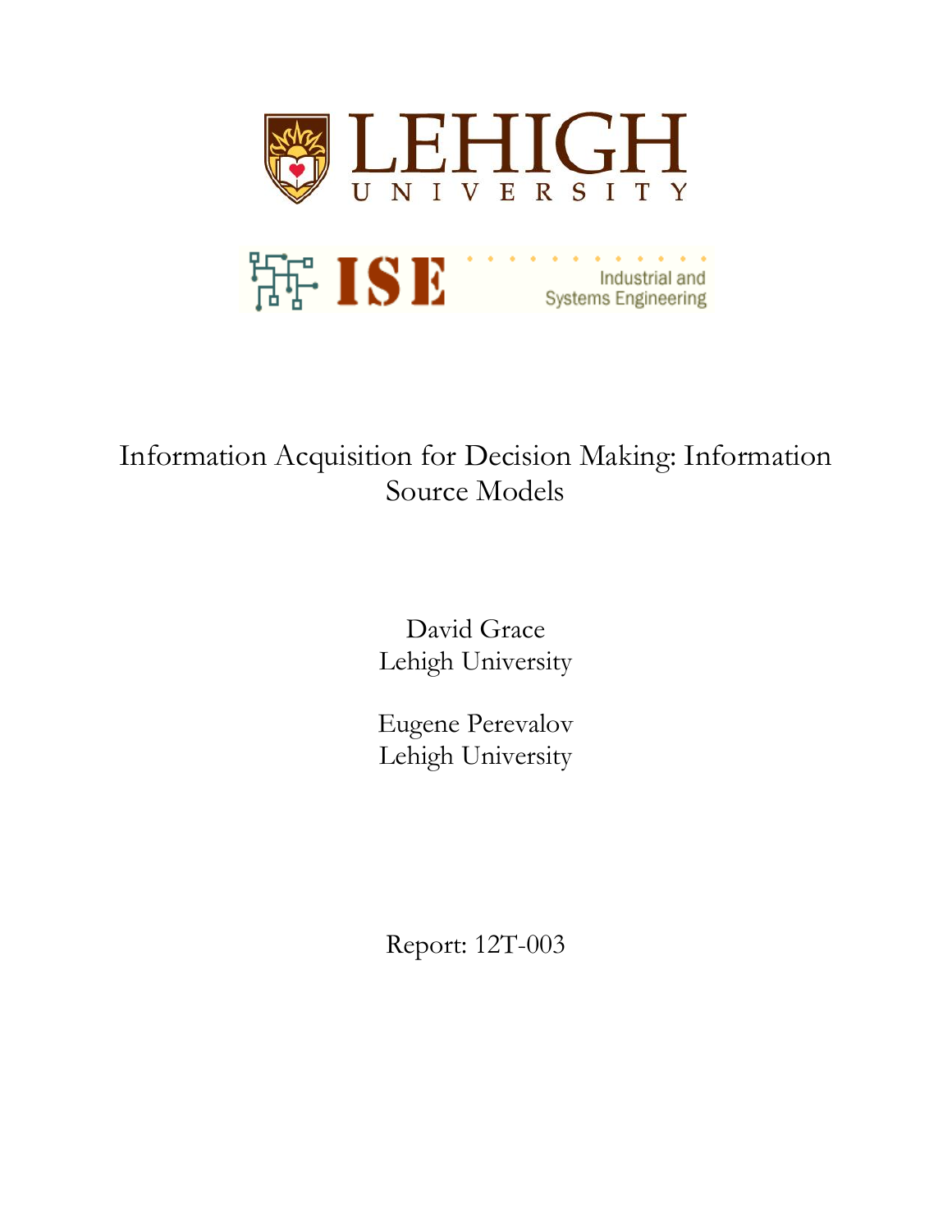LEHIGH UNIVERSITY

ISE Industrial and Systems Engineering

# Information Acquisition for Decision Making: Information Source Models

David Grace
Lehigh University

Eugene Perevalov
Lehigh University

Report: 12T-003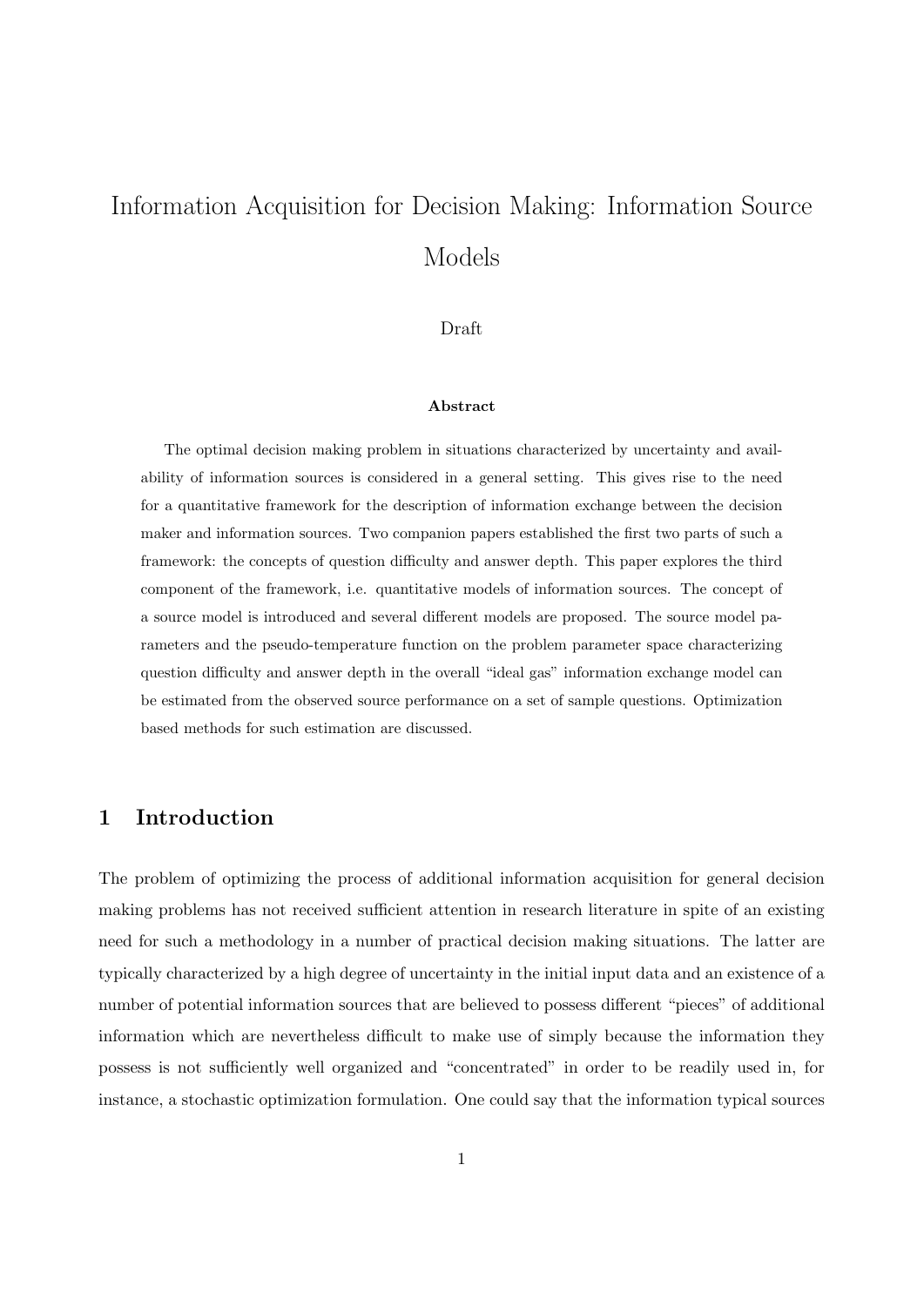# Information Acquisition for Decision Making: Information Source Models

Draft

**Abstract**

The optimal decision making problem in situations characterized by uncertainty and availability of information sources is considered in a general setting. This gives rise to the need for a quantitative framework for the description of information exchange between the decision maker and information sources. Two companion papers established the first two parts of such a framework: the concepts of question difficulty and answer depth. This paper explores the third component of the framework, i.e. quantitative models of information sources. The concept of a source model is introduced and several different models are proposed. The source model parameters and the pseudo-temperature function on the problem parameter space characterizing question difficulty and answer depth in the overall "ideal gas" information exchange model can be estimated from the observed source performance on a set of sample questions. Optimization based methods for such estimation are discussed.

## 1 Introduction

The problem of optimizing the process of additional information acquisition for general decision making problems has not received sufficient attention in research literature in spite of an existing need for such a methodology in a number of practical decision making situations. The latter are typically characterized by a high degree of uncertainty in the initial input data and an existence of a number of potential information sources that are believed to possess different "pieces" of additional information which are nevertheless difficult to make use of simply because the information they possess is not sufficiently well organized and "concentrated" in order to be readily used in, for instance, a stochastic optimization formulation. One could say that the information typical sources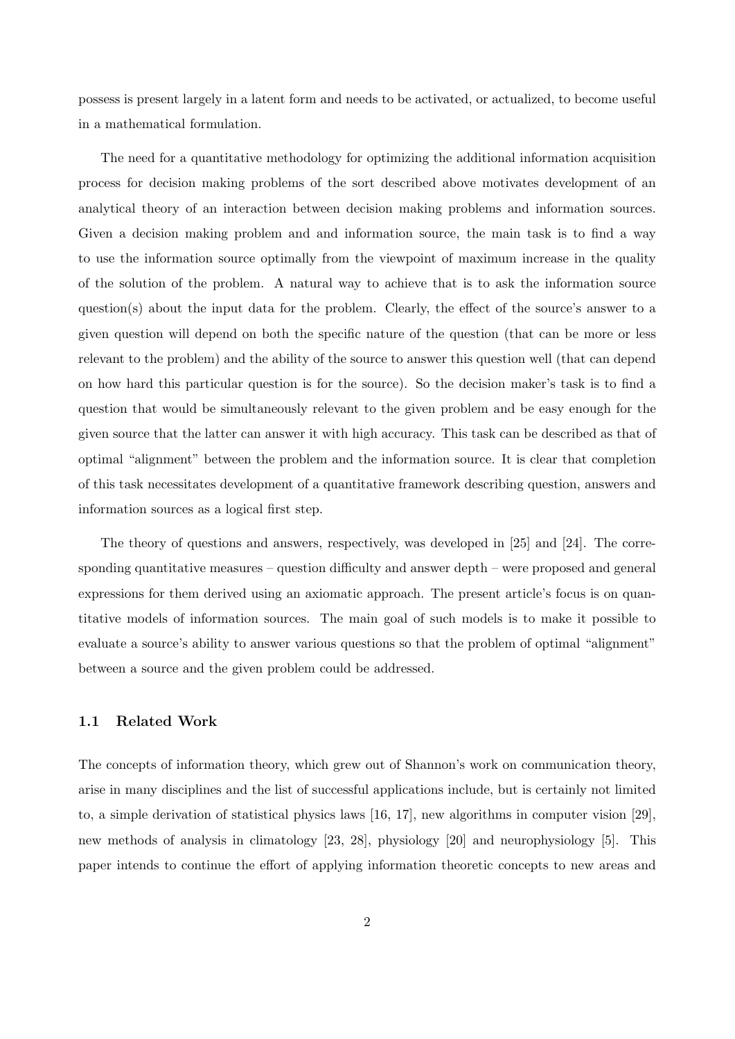possess is present largely in a latent form and needs to be activated, or actualized, to become useful in a mathematical formulation.

The need for a quantitative methodology for optimizing the additional information acquisition process for decision making problems of the sort described above motivates development of an analytical theory of an interaction between decision making problems and information sources. Given a decision making problem and and information source, the main task is to find a way to use the information source optimally from the viewpoint of maximum increase in the quality of the solution of the problem. A natural way to achieve that is to ask the information source question(s) about the input data for the problem. Clearly, the effect of the source's answer to a given question will depend on both the specific nature of the question (that can be more or less relevant to the problem) and the ability of the source to answer this question well (that can depend on how hard this particular question is for the source). So the decision maker's task is to find a question that would be simultaneously relevant to the given problem and be easy enough for the given source that the latter can answer it with high accuracy. This task can be described as that of optimal "alignment" between the problem and the information source. It is clear that completion of this task necessitates development of a quantitative framework describing question, answers and information sources as a logical first step.

The theory of questions and answers, respectively, was developed in [25] and [24]. The corresponding quantitative measures – question difficulty and answer depth – were proposed and general expressions for them derived using an axiomatic approach. The present article's focus is on quantitative models of information sources. The main goal of such models is to make it possible to evaluate a source's ability to answer various questions so that the problem of optimal "alignment" between a source and the given problem could be addressed.

### 1.1 Related Work

The concepts of information theory, which grew out of Shannon's work on communication theory, arise in many disciplines and the list of successful applications include, but is certainly not limited to, a simple derivation of statistical physics laws [16, 17], new algorithms in computer vision [29], new methods of analysis in climatology [23, 28], physiology [20] and neurophysiology [5]. This paper intends to continue the effort of applying information theoretic concepts to new areas and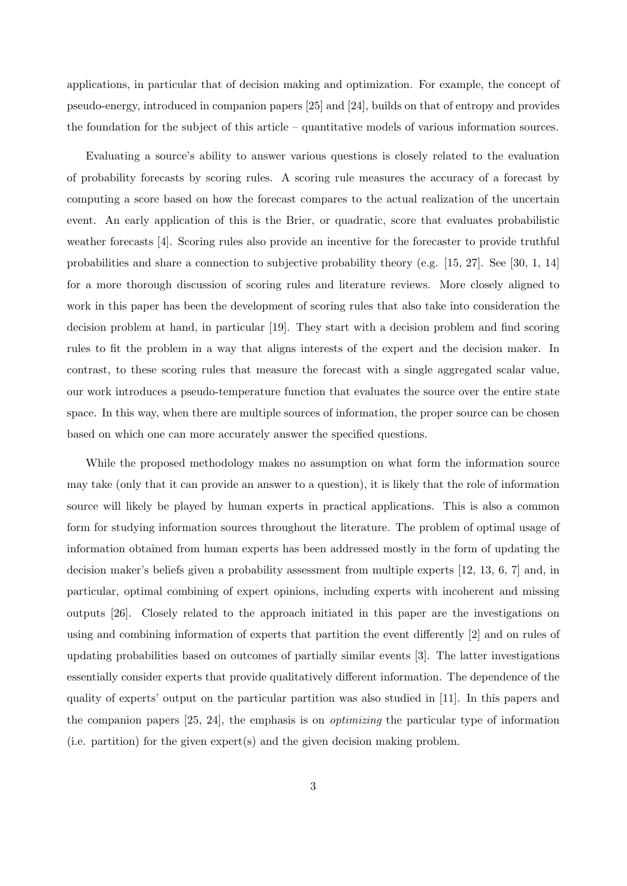applications, in particular that of decision making and optimization. For example, the concept of pseudo-energy, introduced in companion papers [25] and [24], builds on that of entropy and provides the foundation for the subject of this article – quantitative models of various information sources.

Evaluating a source's ability to answer various questions is closely related to the evaluation of probability forecasts by scoring rules. A scoring rule measures the accuracy of a forecast by computing a score based on how the forecast compares to the actual realization of the uncertain event. An early application of this is the Brier, or quadratic, score that evaluates probabilistic weather forecasts [4]. Scoring rules also provide an incentive for the forecaster to provide truthful probabilities and share a connection to subjective probability theory (e.g. [15, 27]. See [30, 1, 14] for a more thorough discussion of scoring rules and literature reviews. More closely aligned to work in this paper has been the development of scoring rules that also take into consideration the decision problem at hand, in particular [19]. They start with a decision problem and find scoring rules to fit the problem in a way that aligns interests of the expert and the decision maker. In contrast, to these scoring rules that measure the forecast with a single aggregated scalar value, our work introduces a pseudo-temperature function that evaluates the source over the entire state space. In this way, when there are multiple sources of information, the proper source can be chosen based on which one can more accurately answer the specified questions.

While the proposed methodology makes no assumption on what form the information source may take (only that it can provide an answer to a question), it is likely that the role of information source will likely be played by human experts in practical applications. This is also a common form for studying information sources throughout the literature. The problem of optimal usage of information obtained from human experts has been addressed mostly in the form of updating the decision maker's beliefs given a probability assessment from multiple experts [12, 13, 6, 7] and, in particular, optimal combining of expert opinions, including experts with incoherent and missing outputs [26]. Closely related to the approach initiated in this paper are the investigations on using and combining information of experts that partition the event differently [2] and on rules of updating probabilities based on outcomes of partially similar events [3]. The latter investigations essentially consider experts that provide qualitatively different information. The dependence of the quality of experts' output on the particular partition was also studied in [11]. In this papers and the companion papers [25, 24], the emphasis is on *optimizing* the particular type of information (i.e. partition) for the given expert(s) and the given decision making problem.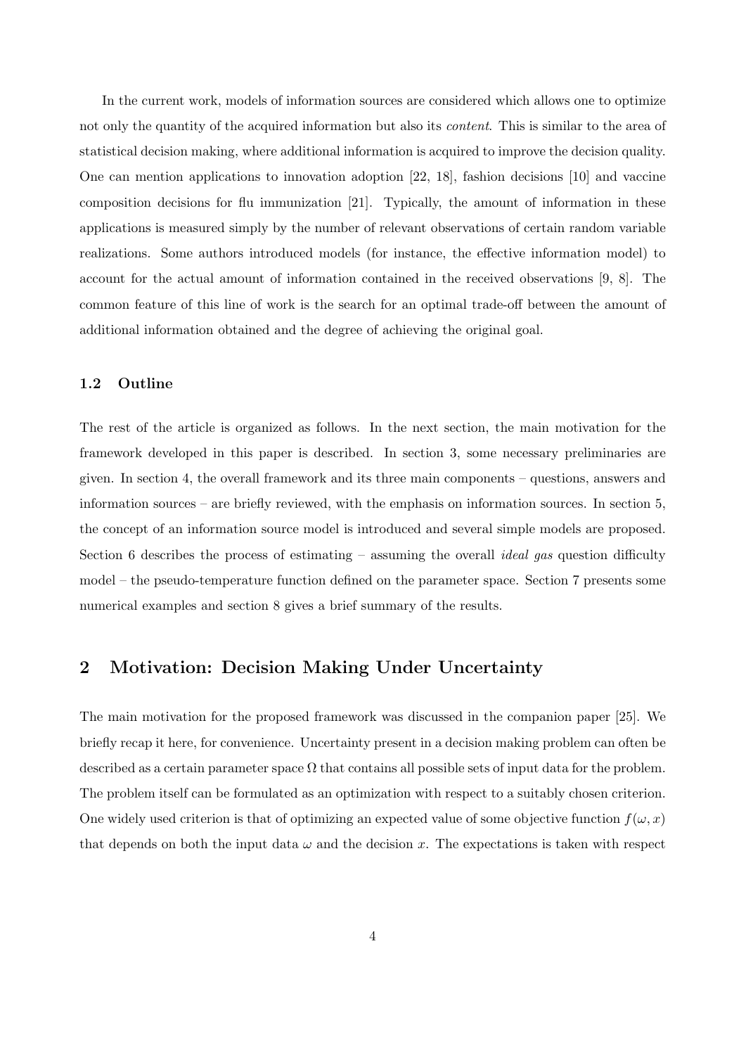In the current work, models of information sources are considered which allows one to optimize not only the quantity of the acquired information but also its *content*. This is similar to the area of statistical decision making, where additional information is acquired to improve the decision quality. One can mention applications to innovation adoption [22, 18], fashion decisions [10] and vaccine composition decisions for flu immunization [21]. Typically, the amount of information in these applications is measured simply by the number of relevant observations of certain random variable realizations. Some authors introduced models (for instance, the effective information model) to account for the actual amount of information contained in the received observations [9, 8]. The common feature of this line of work is the search for an optimal trade-off between the amount of additional information obtained and the degree of achieving the original goal.

### 1.2 Outline

The rest of the article is organized as follows. In the next section, the main motivation for the framework developed in this paper is described. In section 3, some necessary preliminaries are given. In section 4, the overall framework and its three main components – questions, answers and information sources – are briefly reviewed, with the emphasis on information sources. In section 5, the concept of an information source model is introduced and several simple models are proposed. Section 6 describes the process of estimating – assuming the overall *ideal gas* question difficulty model – the pseudo-temperature function defined on the parameter space. Section 7 presents some numerical examples and section 8 gives a brief summary of the results.

## 2 Motivation: Decision Making Under Uncertainty

The main motivation for the proposed framework was discussed in the companion paper [25]. We briefly recap it here, for convenience. Uncertainty present in a decision making problem can often be described as a certain parameter space $\Omega$ that contains all possible sets of input data for the problem. The problem itself can be formulated as an optimization with respect to a suitably chosen criterion. One widely used criterion is that of optimizing an expected value of some objective function $f(\omega, x)$ that depends on both the input data $\omega$ and the decision $x$. The expectations is taken with respect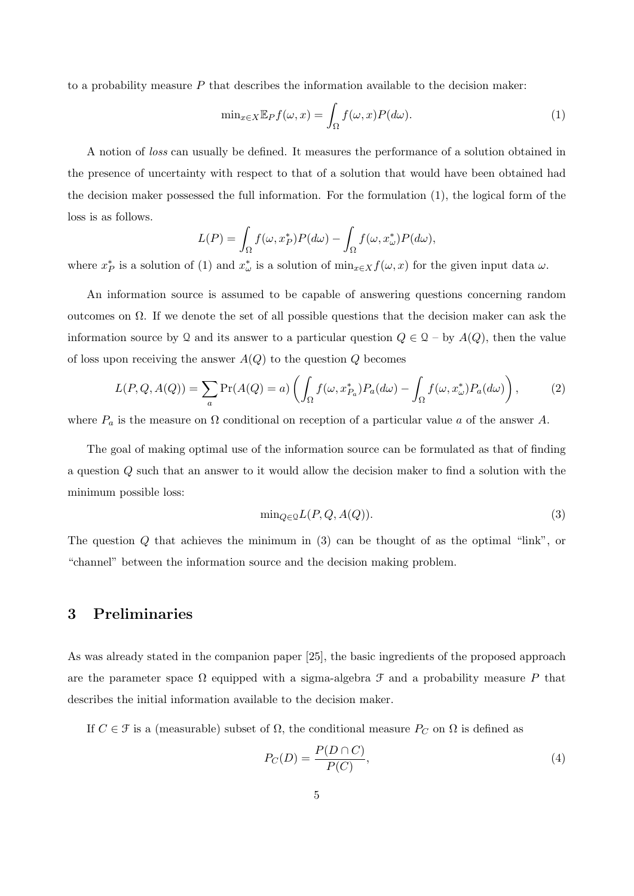to a probability measure $P$ that describes the information available to the decision maker:

$$\min_{x \in X} \mathbb{E}_P f(\omega, x) = \int_\Omega f(\omega, x) P(d\omega). \tag{1}$$

A notion of *loss* can usually be defined. It measures the performance of a solution obtained in the presence of uncertainty with respect to that of a solution that would have been obtained had the decision maker possessed the full information. For the formulation (1), the logical form of the loss is as follows.

$$L(P) = \int_\Omega f(\omega, x_P^*) P(d\omega) - \int_\Omega f(\omega, x_\omega^*) P(d\omega),$$

where $x_P^*$ is a solution of (1) and $x_\omega^*$ is a solution of $\min_{x \in X} f(\omega, x)$ for the given input data $\omega$.

An information source is assumed to be capable of answering questions concerning random outcomes on $\Omega$. If we denote the set of all possible questions that the decision maker can ask the information source by $\mathcal{Q}$ and its answer to a particular question $Q \in \mathcal{Q}$ – by $A(Q)$, then the value of loss upon receiving the answer $A(Q)$ to the question $Q$ becomes

$$L(P, Q, A(Q)) = \sum_a \Pr(A(Q) = a) \left( \int_\Omega f(\omega, x_{P_a}^*) P_a(d\omega) - \int_\Omega f(\omega, x_\omega^*) P_a(d\omega) \right), \tag{2}$$

where $P_a$ is the measure on $\Omega$ conditional on reception of a particular value $a$ of the answer $A$.

The goal of making optimal use of the information source can be formulated as that of finding a question $Q$ such that an answer to it would allow the decision maker to find a solution with the minimum possible loss:

$$\min_{Q \in \mathcal{Q}} L(P, Q, A(Q)). \tag{3}$$

The question $Q$ that achieves the minimum in (3) can be thought of as the optimal "link", or "channel" between the information source and the decision making problem.

## 3 Preliminaries

As was already stated in the companion paper [25], the basic ingredients of the proposed approach are the parameter space $\Omega$ equipped with a sigma-algebra $\mathcal{F}$ and a probability measure $P$ that describes the initial information available to the decision maker.

If $C \in \mathcal{F}$ is a (measurable) subset of $\Omega$, the conditional measure $P_C$ on $\Omega$ is defined as

$$P_C(D) = \frac{P(D \cap C)}{P(C)}, \tag{4}$$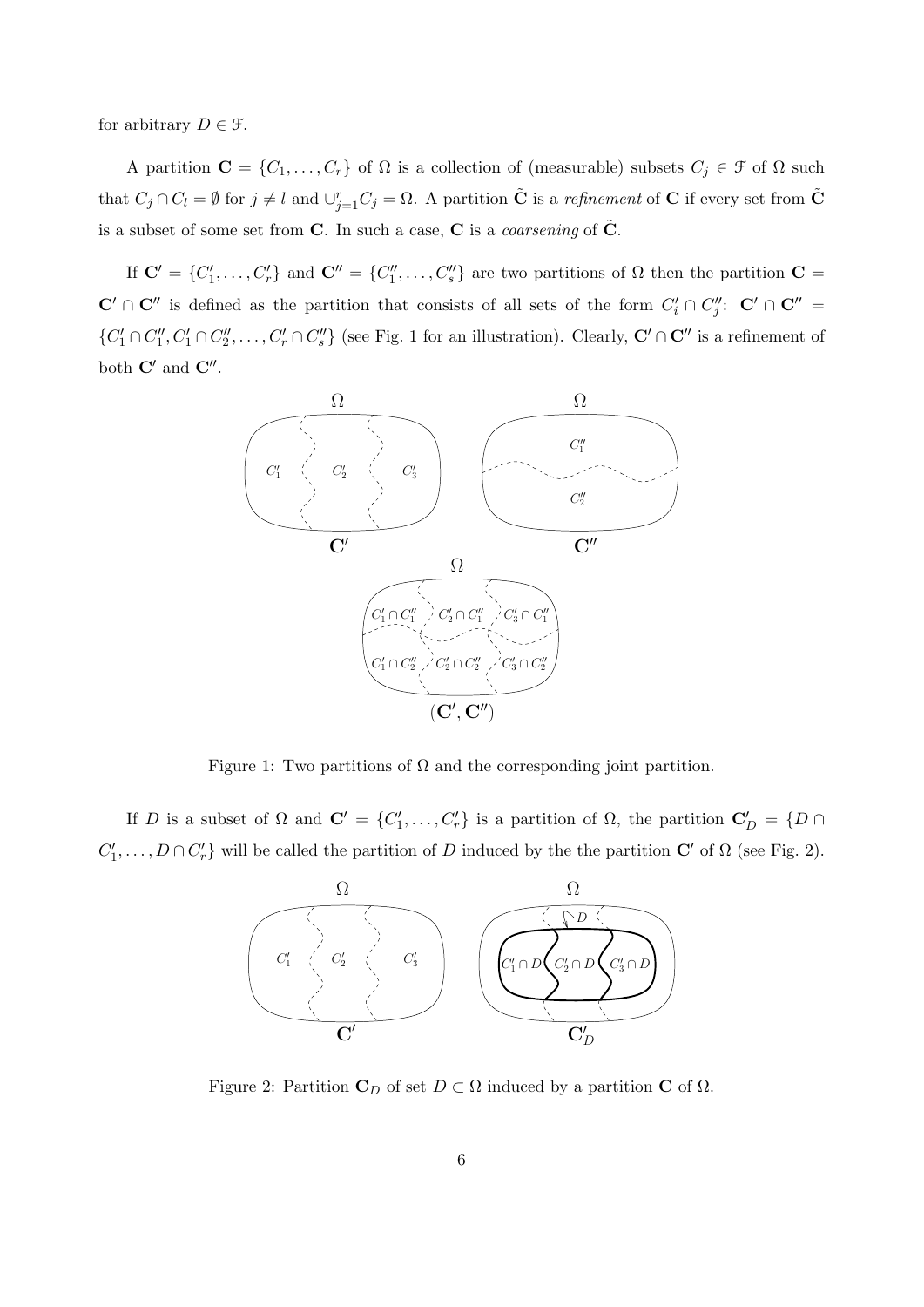for arbitrary $D \in \mathcal{F}$.

A partition $\mathbf{C} = \{C_1, \ldots, C_r\}$ of $\Omega$ is a collection of (measurable) subsets $C_j \in \mathcal{F}$ of $\Omega$ such that $C_j \cap C_l = \emptyset$ for $j \neq l$ and $\cup_{j=1}^r C_j = \Omega$. A partition $\tilde{\mathbf{C}}$ is a *refinement* of $\mathbf{C}$ if every set from $\tilde{\mathbf{C}}$ is a subset of some set from $\mathbf{C}$. In such a case, $\mathbf{C}$ is a *coarsening* of $\tilde{\mathbf{C}}$.

If $\mathbf{C}' = \{C'_1, \ldots, C'_r\}$ and $\mathbf{C}'' = \{C''_1, \ldots, C''_s\}$ are two partitions of $\Omega$ then the partition $\mathbf{C} = \mathbf{C}' \cap \mathbf{C}''$ is defined as the partition that consists of all sets of the form $C'_i \cap C''_j$: $\mathbf{C}' \cap \mathbf{C}'' = \{C'_1 \cap C''_1, C'_1 \cap C''_2, \ldots, C'_r \cap C''_s\}$ (see Fig. 1 for an illustration). Clearly, $\mathbf{C}' \cap \mathbf{C}''$ is a refinement of both $\mathbf{C}'$ and $\mathbf{C}''$.

Figure 1: Two partitions of $\Omega$ and the corresponding joint partition.

If $D$ is a subset of $\Omega$ and $\mathbf{C}' = \{C'_1, \ldots, C'_r\}$ is a partition of $\Omega$, the partition $\mathbf{C}'_D = \{D \cap C'_1, \ldots, D \cap C'_r\}$ will be called the partition of $D$ induced by the the partition $\mathbf{C}'$ of $\Omega$ (see Fig. 2).

Figure 2: Partition $\mathbf{C}_D$ of set $D \subset \Omega$ induced by a partition $\mathbf{C}$ of $\Omega$.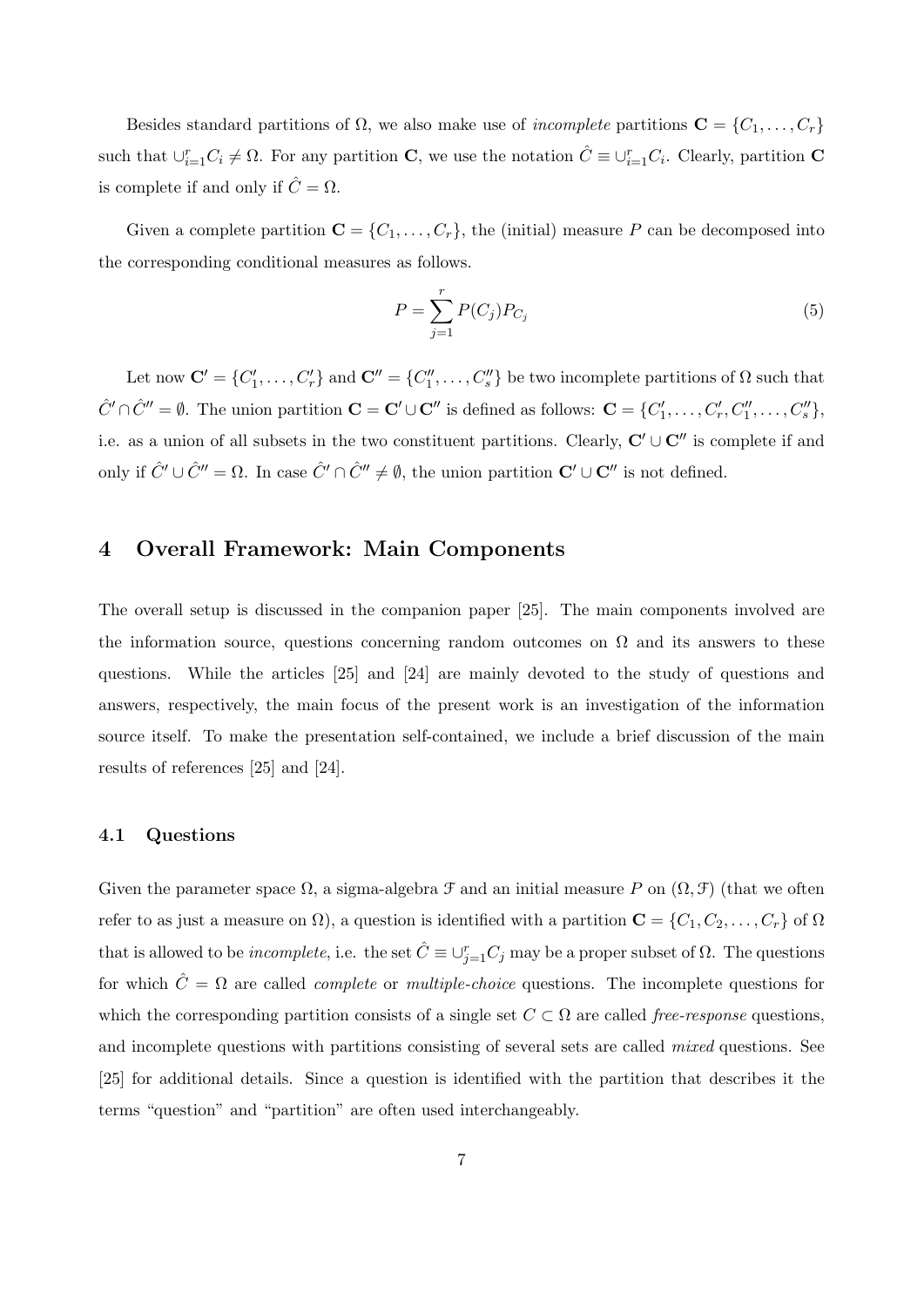Besides standard partitions of $\Omega$, we also make use of *incomplete* partitions $\mathbf{C} = \{C_1, \ldots, C_r\}$ such that $\cup_{i=1}^{r} C_i \neq \Omega$. For any partition $\mathbf{C}$, we use the notation $\hat{C} \equiv \cup_{i=1}^{r} C_i$. Clearly, partition $\mathbf{C}$ is complete if and only if $\hat{C} = \Omega$.

Given a complete partition $\mathbf{C} = \{C_1, \ldots, C_r\}$, the (initial) measure $P$ can be decomposed into the corresponding conditional measures as follows.

$$P = \sum_{j=1}^{r} P(C_j) P_{C_j} \tag{5}$$

Let now $\mathbf{C}' = \{C'_1, \ldots, C'_r\}$ and $\mathbf{C}'' = \{C''_1, \ldots, C''_s\}$ be two incomplete partitions of $\Omega$ such that $\hat{C}' \cap \hat{C}'' = \emptyset$. The union partition $\mathbf{C} = \mathbf{C}' \cup \mathbf{C}''$ is defined as follows: $\mathbf{C} = \{C'_1, \ldots, C'_r, C''_1, \ldots, C''_s\}$, i.e. as a union of all subsets in the two constituent partitions. Clearly, $\mathbf{C}' \cup \mathbf{C}''$ is complete if and only if $\hat{C}' \cup \hat{C}'' = \Omega$. In case $\hat{C}' \cap \hat{C}'' \neq \emptyset$, the union partition $\mathbf{C}' \cup \mathbf{C}''$ is not defined.

## 4 Overall Framework: Main Components

The overall setup is discussed in the companion paper [25]. The main components involved are the information source, questions concerning random outcomes on $\Omega$ and its answers to these questions. While the articles [25] and [24] are mainly devoted to the study of questions and answers, respectively, the main focus of the present work is an investigation of the information source itself. To make the presentation self-contained, we include a brief discussion of the main results of references [25] and [24].

### 4.1 Questions

Given the parameter space $\Omega$, a sigma-algebra $\mathcal{F}$ and an initial measure $P$ on $(\Omega, \mathcal{F})$ (that we often refer to as just a measure on $\Omega$), a question is identified with a partition $\mathbf{C} = \{C_1, C_2, \ldots, C_r\}$ of $\Omega$ that is allowed to be *incomplete*, i.e. the set $\hat{C} \equiv \cup_{j=1}^{r} C_j$ may be a proper subset of $\Omega$. The questions for which $\hat{C} = \Omega$ are called *complete* or *multiple-choice* questions. The incomplete questions for which the corresponding partition consists of a single set $C \subset \Omega$ are called *free-response* questions, and incomplete questions with partitions consisting of several sets are called *mixed* questions. See [25] for additional details. Since a question is identified with the partition that describes it the terms "question" and "partition" are often used interchangeably.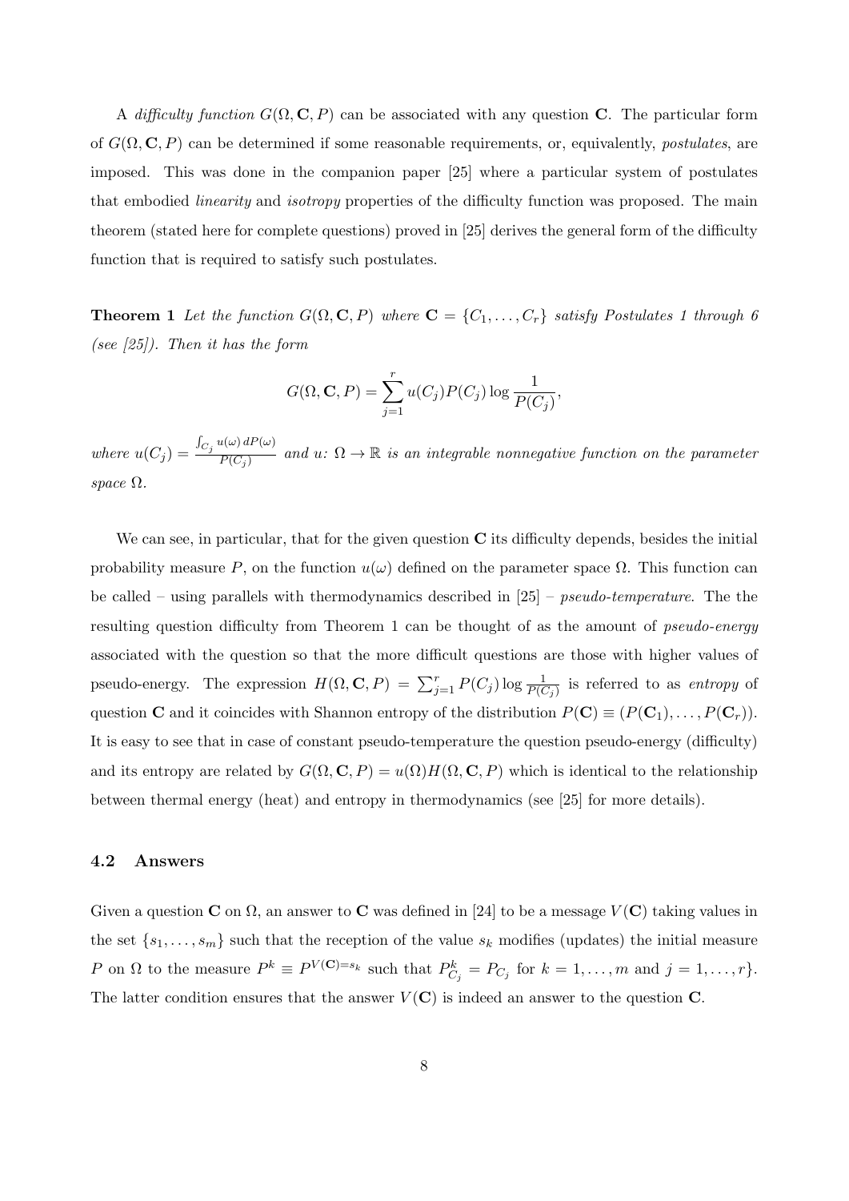A *difficulty function* $G(\Omega, \mathbf{C}, P)$ can be associated with any question $\mathbf{C}$. The particular form of $G(\Omega, \mathbf{C}, P)$ can be determined if some reasonable requirements, or, equivalently, *postulates*, are imposed. This was done in the companion paper [25] where a particular system of postulates that embodied *linearity* and *isotropy* properties of the difficulty function was proposed. The main theorem (stated here for complete questions) proved in [25] derives the general form of the difficulty function that is required to satisfy such postulates.

**Theorem 1** *Let the function $G(\Omega, \mathbf{C}, P)$ where $\mathbf{C} = \{C_1, \ldots, C_r\}$ satisfy Postulates 1 through 6 (see [25]). Then it has the form*

$$G(\Omega, \mathbf{C}, P) = \sum_{j=1}^{r} u(C_j) P(C_j) \log \frac{1}{P(C_j)},$$

*where $u(C_j) = \frac{\int_{C_j} u(\omega)\, dP(\omega)}{P(C_j)}$ and $u\colon \Omega \to \mathbb{R}$ is an integrable nonnegative function on the parameter space $\Omega$.*

We can see, in particular, that for the given question $\mathbf{C}$ its difficulty depends, besides the initial probability measure $P$, on the function $u(\omega)$ defined on the parameter space $\Omega$. This function can be called – using parallels with thermodynamics described in [25] – *pseudo-temperature*. The the resulting question difficulty from Theorem 1 can be thought of as the amount of *pseudo-energy* associated with the question so that the more difficult questions are those with higher values of pseudo-energy. The expression $H(\Omega, \mathbf{C}, P) = \sum_{j=1}^{r} P(C_j) \log \frac{1}{P(C_j)}$ is referred to as *entropy* of question $\mathbf{C}$ and it coincides with Shannon entropy of the distribution $P(\mathbf{C}) \equiv (P(\mathbf{C}_1), \ldots, P(\mathbf{C}_r))$. It is easy to see that in case of constant pseudo-temperature the question pseudo-energy (difficulty) and its entropy are related by $G(\Omega, \mathbf{C}, P) = u(\Omega) H(\Omega, \mathbf{C}, P)$ which is identical to the relationship between thermal energy (heat) and entropy in thermodynamics (see [25] for more details).

### 4.2 Answers

Given a question $\mathbf{C}$ on $\Omega$, an answer to $\mathbf{C}$ was defined in [24] to be a message $V(\mathbf{C})$ taking values in the set $\{s_1, \ldots, s_m\}$ such that the reception of the value $s_k$ modifies (updates) the initial measure $P$ on $\Omega$ to the measure $P^k \equiv P^{V(\mathbf{C})=s_k}$ such that $P^k_{C_j} = P_{C_j}$ for $k = 1, \ldots, m$ and $j = 1, \ldots, r\}$. The latter condition ensures that the answer $V(\mathbf{C})$ is indeed an answer to the question $\mathbf{C}$.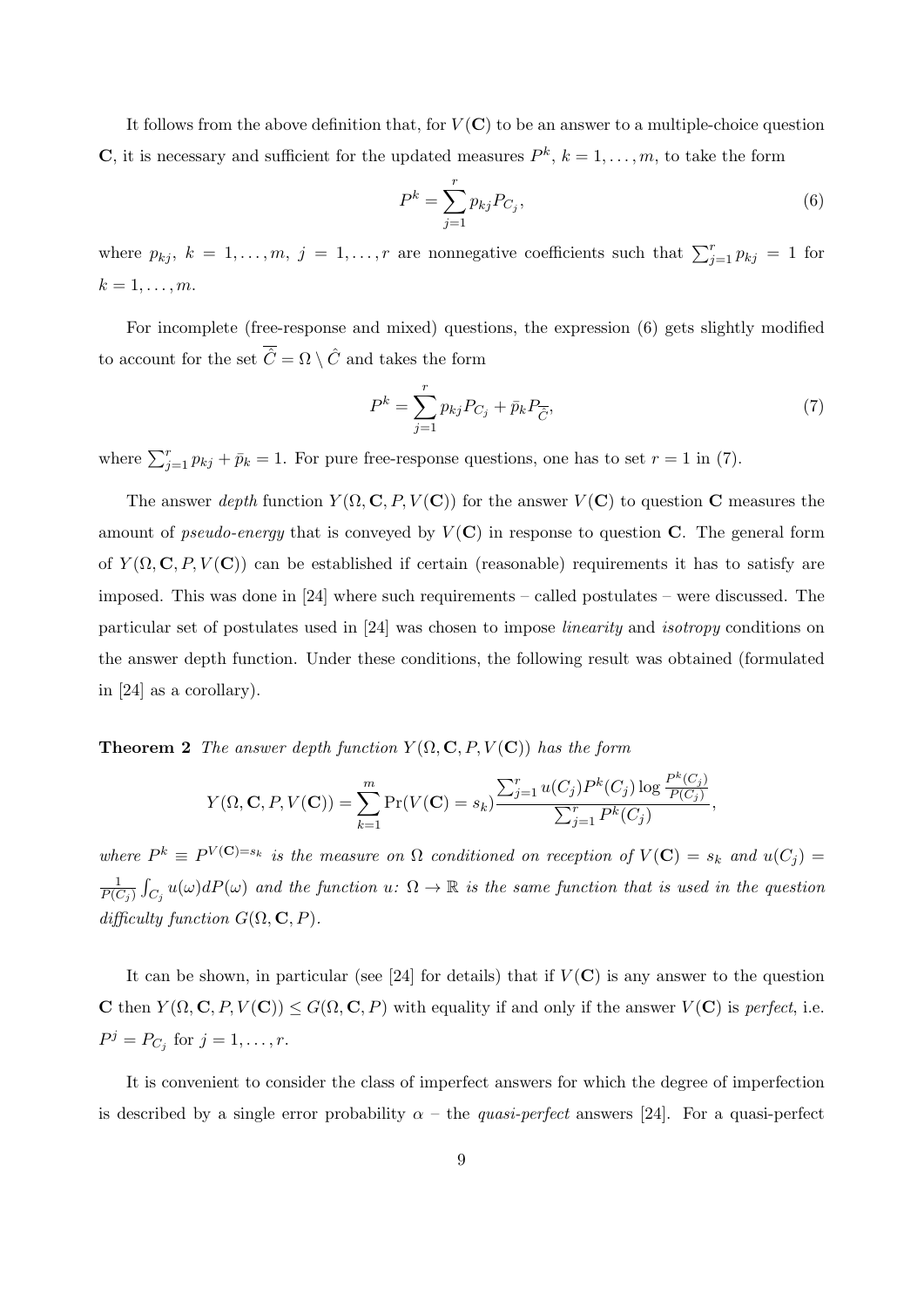It follows from the above definition that, for $V(\mathbf{C})$ to be an answer to a multiple-choice question $\mathbf{C}$, it is necessary and sufficient for the updated measures $P^k$, $k = 1, \ldots, m$, to take the form

$$P^k = \sum_{j=1}^{r} p_{kj} P_{C_j}, \tag{6}$$

where $p_{kj}$, $k = 1, \ldots, m$, $j = 1, \ldots, r$ are nonnegative coefficients such that $\sum_{j=1}^{r} p_{kj} = 1$ for $k = 1, \ldots, m$.

For incomplete (free-response and mixed) questions, the expression (6) gets slightly modified to account for the set $\overline{\hat{C}} = \Omega \setminus \hat{C}$ and takes the form

$$P^k = \sum_{j=1}^{r} p_{kj} P_{C_j} + \bar{p}_k P_{\overline{\hat{C}}}, \tag{7}$$

where $\sum_{j=1}^{r} p_{kj} + \bar{p}_k = 1$. For pure free-response questions, one has to set $r = 1$ in (7).

The answer *depth* function $Y(\Omega, \mathbf{C}, P, V(\mathbf{C}))$ for the answer $V(\mathbf{C})$ to question $\mathbf{C}$ measures the amount of *pseudo-energy* that is conveyed by $V(\mathbf{C})$ in response to question $\mathbf{C}$. The general form of $Y(\Omega, \mathbf{C}, P, V(\mathbf{C}))$ can be established if certain (reasonable) requirements it has to satisfy are imposed. This was done in [24] where such requirements – called postulates – were discussed. The particular set of postulates used in [24] was chosen to impose *linearity* and *isotropy* conditions on the answer depth function. Under these conditions, the following result was obtained (formulated in [24] as a corollary).

**Theorem 2** *The answer depth function $Y(\Omega, \mathbf{C}, P, V(\mathbf{C}))$ has the form*

$$Y(\Omega, \mathbf{C}, P, V(\mathbf{C})) = \sum_{k=1}^{m} \Pr(V(\mathbf{C}) = s_k) \frac{\sum_{j=1}^{r} u(C_j) P^k(C_j) \log \frac{P^k(C_j)}{P(C_j)}}{\sum_{j=1}^{r} P^k(C_j)},$$

*where $P^k \equiv P^{V(\mathbf{C})=s_k}$ is the measure on $\Omega$ conditioned on reception of $V(\mathbf{C}) = s_k$ and $u(C_j) = \frac{1}{P(C_j)} \int_{C_j} u(\omega) dP(\omega)$ and the function $u$: $\Omega \to \mathbb{R}$ is the same function that is used in the question difficulty function $G(\Omega, \mathbf{C}, P)$.*

It can be shown, in particular (see [24] for details) that if $V(\mathbf{C})$ is any answer to the question $\mathbf{C}$ then $Y(\Omega, \mathbf{C}, P, V(\mathbf{C})) \leq G(\Omega, \mathbf{C}, P)$ with equality if and only if the answer $V(\mathbf{C})$ is *perfect*, i.e. $P^j = P_{C_j}$ for $j = 1, \ldots, r$.

It is convenient to consider the class of imperfect answers for which the degree of imperfection is described by a single error probability $\alpha$ – the *quasi-perfect* answers [24]. For a quasi-perfect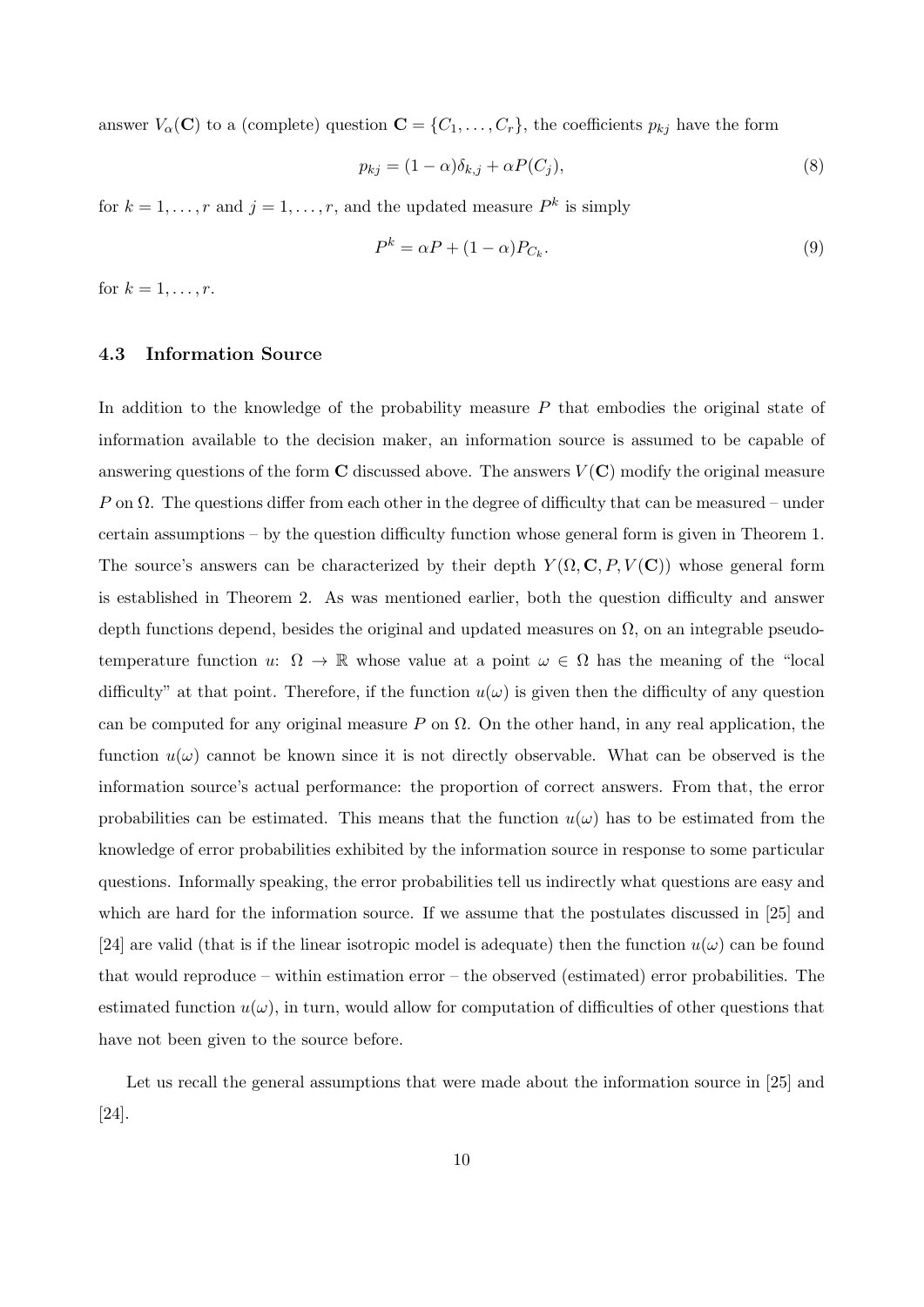answer $V_\alpha(\mathbf{C})$ to a (complete) question $\mathbf{C} = \{C_1, \ldots, C_r\}$, the coefficients $p_{kj}$ have the form

$$p_{kj} = (1 - \alpha)\delta_{k,j} + \alpha P(C_j), \tag{8}$$

for $k = 1, \ldots, r$ and $j = 1, \ldots, r$, and the updated measure $P^k$ is simply

$$P^k = \alpha P + (1 - \alpha) P_{C_k}. \tag{9}$$

for $k = 1, \ldots, r$.

### 4.3 Information Source

In addition to the knowledge of the probability measure $P$ that embodies the original state of information available to the decision maker, an information source is assumed to be capable of answering questions of the form $\mathbf{C}$ discussed above. The answers $V(\mathbf{C})$ modify the original measure $P$ on $\Omega$. The questions differ from each other in the degree of difficulty that can be measured – under certain assumptions – by the question difficulty function whose general form is given in Theorem 1. The source's answers can be characterized by their depth $Y(\Omega, \mathbf{C}, P, V(\mathbf{C}))$ whose general form is established in Theorem 2. As was mentioned earlier, both the question difficulty and answer depth functions depend, besides the original and updated measures on $\Omega$, on an integrable pseudo-temperature function $u$: $\Omega \to \mathbb{R}$ whose value at a point $\omega \in \Omega$ has the meaning of the "local difficulty" at that point. Therefore, if the function $u(\omega)$ is given then the difficulty of any question can be computed for any original measure $P$ on $\Omega$. On the other hand, in any real application, the function $u(\omega)$ cannot be known since it is not directly observable. What can be observed is the information source's actual performance: the proportion of correct answers. From that, the error probabilities can be estimated. This means that the function $u(\omega)$ has to be estimated from the knowledge of error probabilities exhibited by the information source in response to some particular questions. Informally speaking, the error probabilities tell us indirectly what questions are easy and which are hard for the information source. If we assume that the postulates discussed in [25] and [24] are valid (that is if the linear isotropic model is adequate) then the function $u(\omega)$ can be found that would reproduce – within estimation error – the observed (estimated) error probabilities. The estimated function $u(\omega)$, in turn, would allow for computation of difficulties of other questions that have not been given to the source before.

Let us recall the general assumptions that were made about the information source in [25] and [24].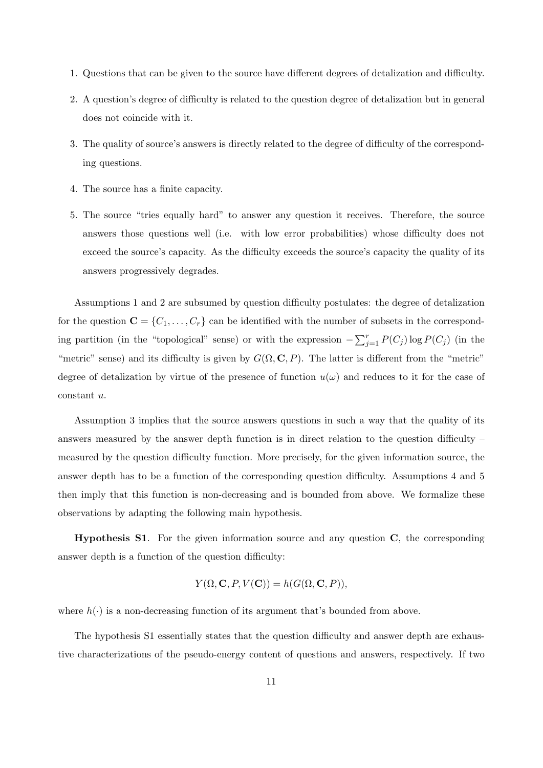1. Questions that can be given to the source have different degrees of detalization and difficulty.
2. A question's degree of difficulty is related to the question degree of detalization but in general does not coincide with it.
3. The quality of source's answers is directly related to the degree of difficulty of the corresponding questions.
4. The source has a finite capacity.
5. The source "tries equally hard" to answer any question it receives. Therefore, the source answers those questions well (i.e. with low error probabilities) whose difficulty does not exceed the source's capacity. As the difficulty exceeds the source's capacity the quality of its answers progressively degrades.

Assumptions 1 and 2 are subsumed by question difficulty postulates: the degree of detalization for the question $\mathbf{C} = \{C_1, \ldots, C_r\}$ can be identified with the number of subsets in the corresponding partition (in the "topological" sense) or with the expression $-\sum_{j=1}^{r} P(C_j) \log P(C_j)$ (in the "metric" sense) and its difficulty is given by $G(\Omega, \mathbf{C}, P)$. The latter is different from the "metric" degree of detalization by virtue of the presence of function $u(\omega)$ and reduces to it for the case of constant $u$.

Assumption 3 implies that the source answers questions in such a way that the quality of its answers measured by the answer depth function is in direct relation to the question difficulty – measured by the question difficulty function. More precisely, for the given information source, the answer depth has to be a function of the corresponding question difficulty. Assumptions 4 and 5 then imply that this function is non-decreasing and is bounded from above. We formalize these observations by adapting the following main hypothesis.

**Hypothesis S1**. For the given information source and any question $\mathbf{C}$, the corresponding answer depth is a function of the question difficulty:

$$Y(\Omega, \mathbf{C}, P, V(\mathbf{C})) = h(G(\Omega, \mathbf{C}, P)),$$

where $h(\cdot)$ is a non-decreasing function of its argument that's bounded from above.

The hypothesis S1 essentially states that the question difficulty and answer depth are exhaustive characterizations of the pseudo-energy content of questions and answers, respectively. If two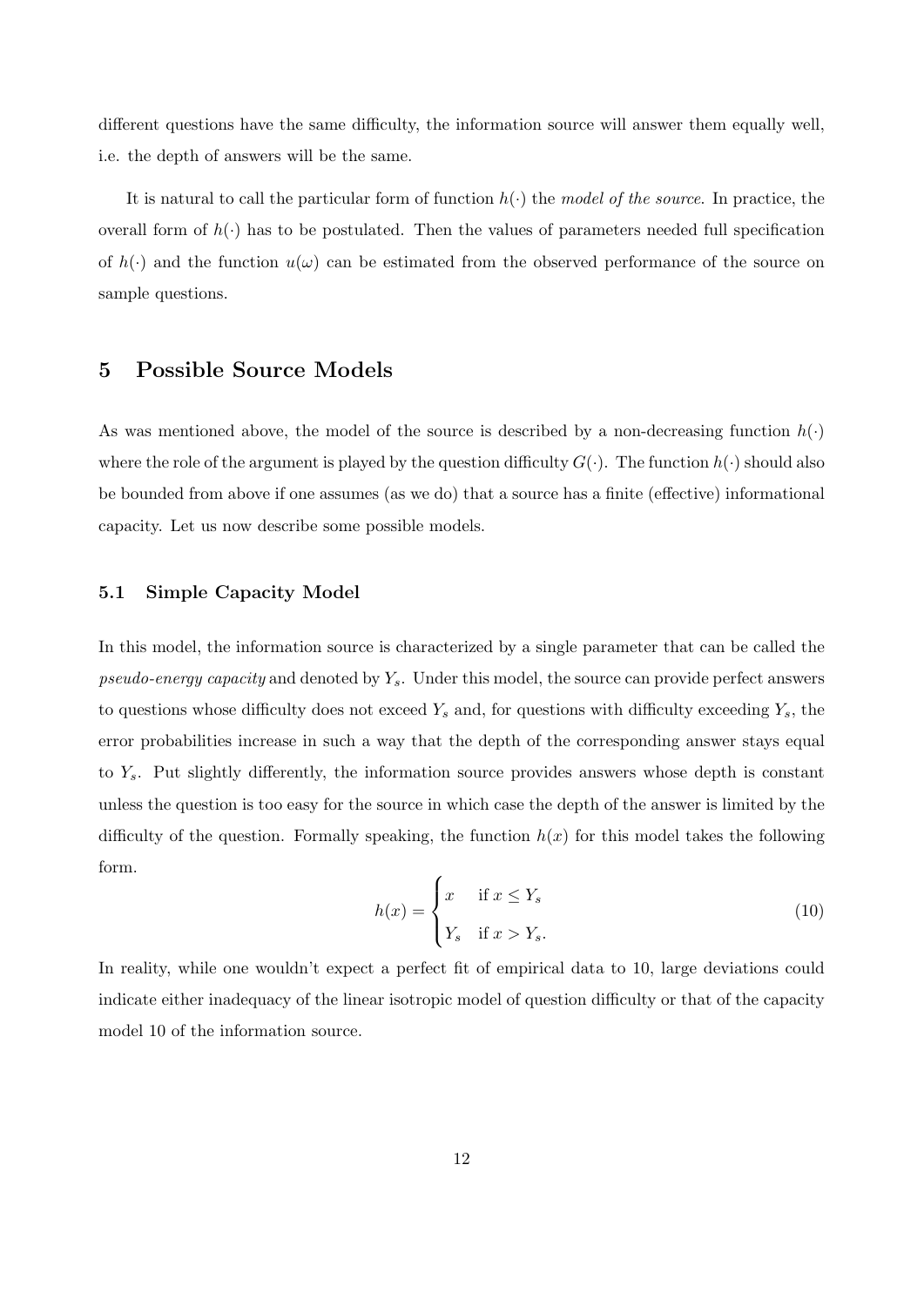different questions have the same difficulty, the information source will answer them equally well, i.e. the depth of answers will be the same.

It is natural to call the particular form of function $h(\cdot)$ the *model of the source*. In practice, the overall form of $h(\cdot)$ has to be postulated. Then the values of parameters needed full specification of $h(\cdot)$ and the function $u(\omega)$ can be estimated from the observed performance of the source on sample questions.

# 5 Possible Source Models

As was mentioned above, the model of the source is described by a non-decreasing function $h(\cdot)$ where the role of the argument is played by the question difficulty $G(\cdot)$. The function $h(\cdot)$ should also be bounded from above if one assumes (as we do) that a source has a finite (effective) informational capacity. Let us now describe some possible models.

## 5.1 Simple Capacity Model

In this model, the information source is characterized by a single parameter that can be called the *pseudo-energy capacity* and denoted by $Y_s$. Under this model, the source can provide perfect answers to questions whose difficulty does not exceed $Y_s$ and, for questions with difficulty exceeding $Y_s$, the error probabilities increase in such a way that the depth of the corresponding answer stays equal to $Y_s$. Put slightly differently, the information source provides answers whose depth is constant unless the question is too easy for the source in which case the depth of the answer is limited by the difficulty of the question. Formally speaking, the function $h(x)$ for this model takes the following form.

$$h(x) = \begin{cases} x & \text{if } x \leq Y_s \\ Y_s & \text{if } x > Y_s. \end{cases} \tag{10}$$

In reality, while one wouldn't expect a perfect fit of empirical data to 10, large deviations could indicate either inadequacy of the linear isotropic model of question difficulty or that of the capacity model 10 of the information source.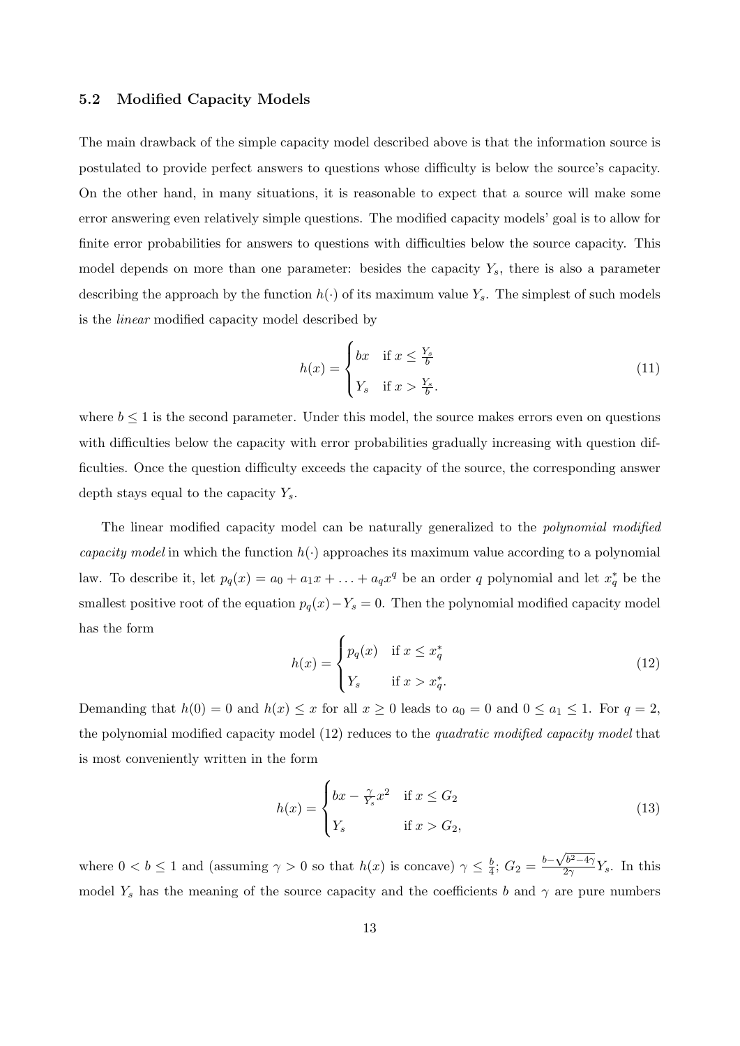### 5.2 Modified Capacity Models

The main drawback of the simple capacity model described above is that the information source is postulated to provide perfect answers to questions whose difficulty is below the source's capacity. On the other hand, in many situations, it is reasonable to expect that a source will make some error answering even relatively simple questions. The modified capacity models' goal is to allow for finite error probabilities for answers to questions with difficulties below the source capacity. This model depends on more than one parameter: besides the capacity $Y_s$, there is also a parameter describing the approach by the function $h(\cdot)$ of its maximum value $Y_s$. The simplest of such models is the *linear* modified capacity model described by

$$h(x) = \begin{cases} bx & \text{if } x \leq \frac{Y_s}{b} \\ Y_s & \text{if } x > \frac{Y_s}{b}. \end{cases} \tag{11}$$

where $b \leq 1$ is the second parameter. Under this model, the source makes errors even on questions with difficulties below the capacity with error probabilities gradually increasing with question difficulties. Once the question difficulty exceeds the capacity of the source, the corresponding answer depth stays equal to the capacity $Y_s$.

The linear modified capacity model can be naturally generalized to the *polynomial modified capacity model* in which the function $h(\cdot)$ approaches its maximum value according to a polynomial law. To describe it, let $p_q(x) = a_0 + a_1 x + \ldots + a_q x^q$ be an order $q$ polynomial and let $x_q^*$ be the smallest positive root of the equation $p_q(x) - Y_s = 0$. Then the polynomial modified capacity model has the form

$$h(x) = \begin{cases} p_q(x) & \text{if } x \leq x_q^* \\ Y_s & \text{if } x > x_q^*. \end{cases} \tag{12}$$

Demanding that $h(0) = 0$ and $h(x) \leq x$ for all $x \geq 0$ leads to $a_0 = 0$ and $0 \leq a_1 \leq 1$. For $q = 2$, the polynomial modified capacity model (12) reduces to the *quadratic modified capacity model* that is most conveniently written in the form

$$h(x) = \begin{cases} bx - \frac{\gamma}{Y_s} x^2 & \text{if } x \leq G_2 \\ Y_s & \text{if } x > G_2, \end{cases} \tag{13}$$

where $0 < b \leq 1$ and (assuming $\gamma > 0$ so that $h(x)$ is concave) $\gamma \leq \frac{b}{4}$; $G_2 = \frac{b - \sqrt{b^2 - 4\gamma}}{2\gamma} Y_s$. In this model $Y_s$ has the meaning of the source capacity and the coefficients $b$ and $\gamma$ are pure numbers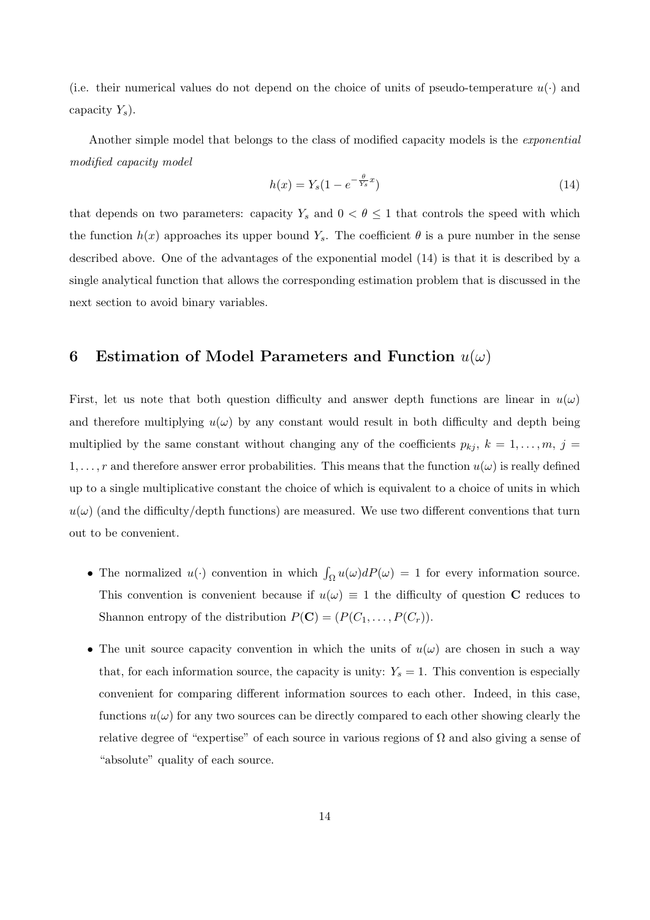(i.e. their numerical values do not depend on the choice of units of pseudo-temperature $u(\cdot)$ and capacity $Y_s$).

Another simple model that belongs to the class of modified capacity models is the *exponential modified capacity model*

$$h(x) = Y_s(1 - e^{-\frac{\theta}{Y_s}x}) \tag{14}$$

that depends on two parameters: capacity $Y_s$ and $0 < \theta \leq 1$ that controls the speed with which the function $h(x)$ approaches its upper bound $Y_s$. The coefficient $\theta$ is a pure number in the sense described above. One of the advantages of the exponential model (14) is that it is described by a single analytical function that allows the corresponding estimation problem that is discussed in the next section to avoid binary variables.

## 6 Estimation of Model Parameters and Function $u(\omega)$

First, let us note that both question difficulty and answer depth functions are linear in $u(\omega)$ and therefore multiplying $u(\omega)$ by any constant would result in both difficulty and depth being multiplied by the same constant without changing any of the coefficients $p_{kj}$, $k = 1, \ldots, m$, $j = 1, \ldots, r$ and therefore answer error probabilities. This means that the function $u(\omega)$ is really defined up to a single multiplicative constant the choice of which is equivalent to a choice of units in which $u(\omega)$ (and the difficulty/depth functions) are measured. We use two different conventions that turn out to be convenient.

- The normalized $u(\cdot)$ convention in which $\int_\Omega u(\omega)dP(\omega) = 1$ for every information source. This convention is convenient because if $u(\omega) \equiv 1$ the difficulty of question $\mathbf{C}$ reduces to Shannon entropy of the distribution $P(\mathbf{C}) = (P(C_1, \ldots, P(C_r))$.
- The unit source capacity convention in which the units of $u(\omega)$ are chosen in such a way that, for each information source, the capacity is unity: $Y_s = 1$. This convention is especially convenient for comparing different information sources to each other. Indeed, in this case, functions $u(\omega)$ for any two sources can be directly compared to each other showing clearly the relative degree of "expertise" of each source in various regions of $\Omega$ and also giving a sense of "absolute" quality of each source.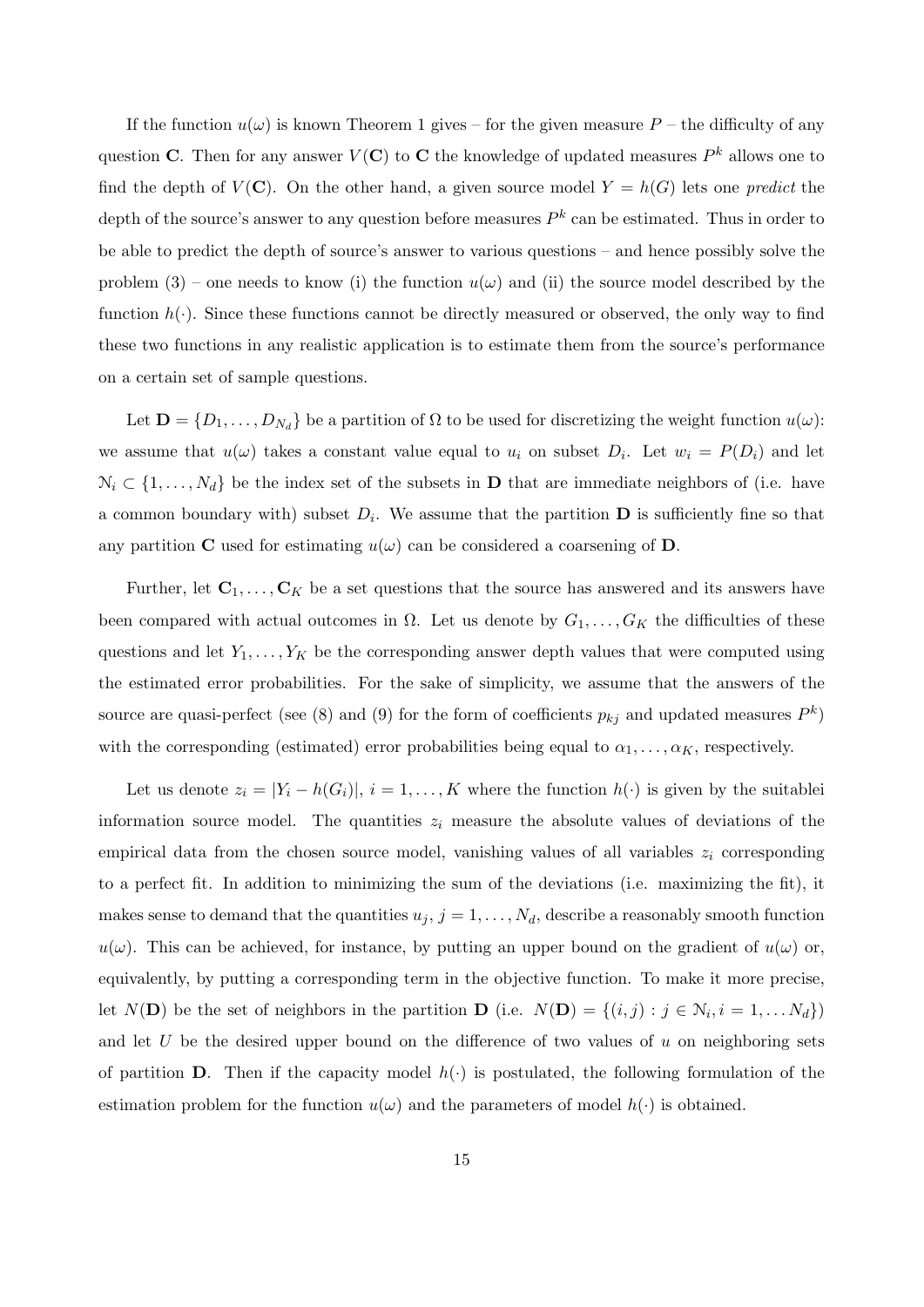If the function $u(\omega)$ is known Theorem 1 gives – for the given measure $P$ – the difficulty of any question $\mathbf{C}$. Then for any answer $V(\mathbf{C})$ to $\mathbf{C}$ the knowledge of updated measures $P^k$ allows one to find the depth of $V(\mathbf{C})$. On the other hand, a given source model $Y = h(G)$ lets one *predict* the depth of the source's answer to any question before measures $P^k$ can be estimated. Thus in order to be able to predict the depth of source's answer to various questions – and hence possibly solve the problem (3) – one needs to know (i) the function $u(\omega)$ and (ii) the source model described by the function $h(\cdot)$. Since these functions cannot be directly measured or observed, the only way to find these two functions in any realistic application is to estimate them from the source's performance on a certain set of sample questions.

Let $\mathbf{D} = \{D_1, \ldots, D_{N_d}\}$ be a partition of $\Omega$ to be used for discretizing the weight function $u(\omega)$: we assume that $u(\omega)$ takes a constant value equal to $u_i$ on subset $D_i$. Let $w_i = P(D_i)$ and let $\mathcal{N}_i \subset \{1, \ldots, N_d\}$ be the index set of the subsets in $\mathbf{D}$ that are immediate neighbors of (i.e. have a common boundary with) subset $D_i$. We assume that the partition $\mathbf{D}$ is sufficiently fine so that any partition $\mathbf{C}$ used for estimating $u(\omega)$ can be considered a coarsening of $\mathbf{D}$.

Further, let $\mathbf{C}_1, \ldots, \mathbf{C}_K$ be a set questions that the source has answered and its answers have been compared with actual outcomes in $\Omega$. Let us denote by $G_1, \ldots, G_K$ the difficulties of these questions and let $Y_1, \ldots, Y_K$ be the corresponding answer depth values that were computed using the estimated error probabilities. For the sake of simplicity, we assume that the answers of the source are quasi-perfect (see (8) and (9) for the form of coefficients $p_{kj}$ and updated measures $P^k$) with the corresponding (estimated) error probabilities being equal to $\alpha_1, \ldots, \alpha_K$, respectively.

Let us denote $z_i = |Y_i - h(G_i)|$, $i = 1, \ldots, K$ where the function $h(\cdot)$ is given by the suitablei information source model. The quantities $z_i$ measure the absolute values of deviations of the empirical data from the chosen source model, vanishing values of all variables $z_i$ corresponding to a perfect fit. In addition to minimizing the sum of the deviations (i.e. maximizing the fit), it makes sense to demand that the quantities $u_j$, $j = 1, \ldots, N_d$, describe a reasonably smooth function $u(\omega)$. This can be achieved, for instance, by putting an upper bound on the gradient of $u(\omega)$ or, equivalently, by putting a corresponding term in the objective function. To make it more precise, let $N(\mathbf{D})$ be the set of neighbors in the partition $\mathbf{D}$ (i.e. $N(\mathbf{D}) = \{(i,j) : j \in \mathcal{N}_i, i = 1, \ldots N_d\}$) and let $U$ be the desired upper bound on the difference of two values of $u$ on neighboring sets of partition $\mathbf{D}$. Then if the capacity model $h(\cdot)$ is postulated, the following formulation of the estimation problem for the function $u(\omega)$ and the parameters of model $h(\cdot)$ is obtained.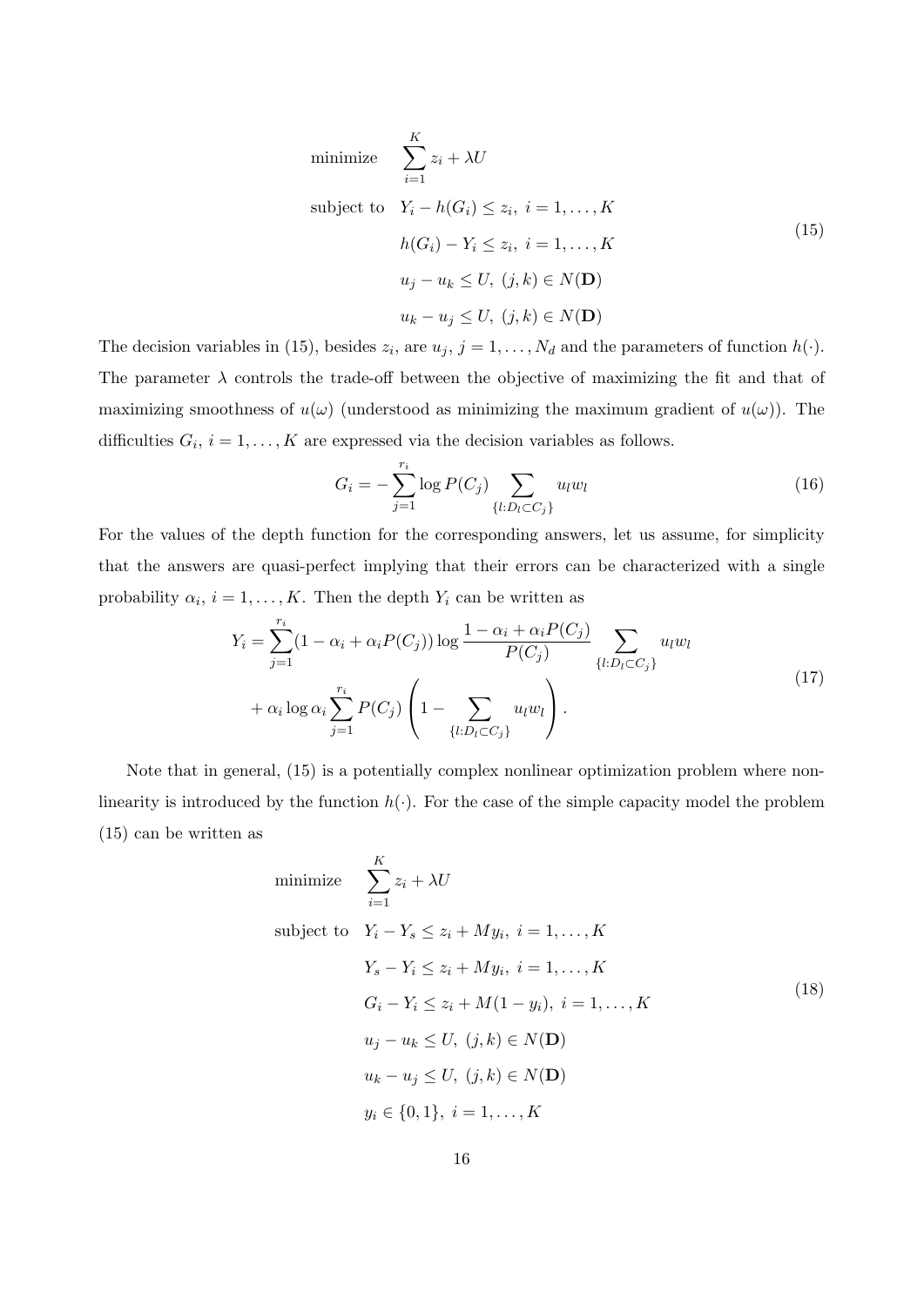$$
\begin{aligned}
\text{minimize} \quad & \sum_{i=1}^{K} z_i + \lambda U \\
\text{subject to} \quad & Y_i - h(G_i) \leq z_i, \ i = 1, \ldots, K \\
& h(G_i) - Y_i \leq z_i, \ i = 1, \ldots, K \\
& u_j - u_k \leq U, \ (j,k) \in N(\mathbf{D}) \\
& u_k - u_j \leq U, \ (j,k) \in N(\mathbf{D})
\end{aligned}
\tag{15}
$$

The decision variables in (15), besides $z_i$, are $u_j$, $j = 1, \ldots, N_d$ and the parameters of function $h(\cdot)$. The parameter $\lambda$ controls the trade-off between the objective of maximizing the fit and that of maximizing smoothness of $u(\omega)$ (understood as minimizing the maximum gradient of $u(\omega)$). The difficulties $G_i$, $i = 1, \ldots, K$ are expressed via the decision variables as follows.

$$
G_i = -\sum_{j=1}^{r_i} \log P(C_j) \sum_{\{l : D_l \subset C_j\}} u_l w_l \tag{16}
$$

For the values of the depth function for the corresponding answers, let us assume, for simplicity that the answers are quasi-perfect implying that their errors can be characterized with a single probability $\alpha_i$, $i = 1, \ldots, K$. Then the depth $Y_i$ can be written as

$$
\begin{aligned}
Y_i = & \sum_{j=1}^{r_i} (1 - \alpha_i + \alpha_i P(C_j)) \log \frac{1 - \alpha_i + \alpha_i P(C_j)}{P(C_j)} \sum_{\{l : D_l \subset C_j\}} u_l w_l \\
& + \alpha_i \log \alpha_i \sum_{j=1}^{r_i} P(C_j) \left( 1 - \sum_{\{l : D_l \subset C_j\}} u_l w_l \right).
\end{aligned}
\tag{17}
$$

Note that in general, (15) is a potentially complex nonlinear optimization problem where nonlinearity is introduced by the function $h(\cdot)$. For the case of the simple capacity model the problem (15) can be written as

$$
\begin{aligned}
\text{minimize} \quad & \sum_{i=1}^{K} z_i + \lambda U \\
\text{subject to} \quad & Y_i - Y_s \leq z_i + M y_i, \ i = 1, \ldots, K \\
& Y_s - Y_i \leq z_i + M y_i, \ i = 1, \ldots, K \\
& G_i - Y_i \leq z_i + M(1 - y_i), \ i = 1, \ldots, K \\
& u_j - u_k \leq U, \ (j,k) \in N(\mathbf{D}) \\
& u_k - u_j \leq U, \ (j,k) \in N(\mathbf{D}) \\
& y_i \in \{0, 1\}, \ i = 1, \ldots, K
\end{aligned}
\tag{18}
$$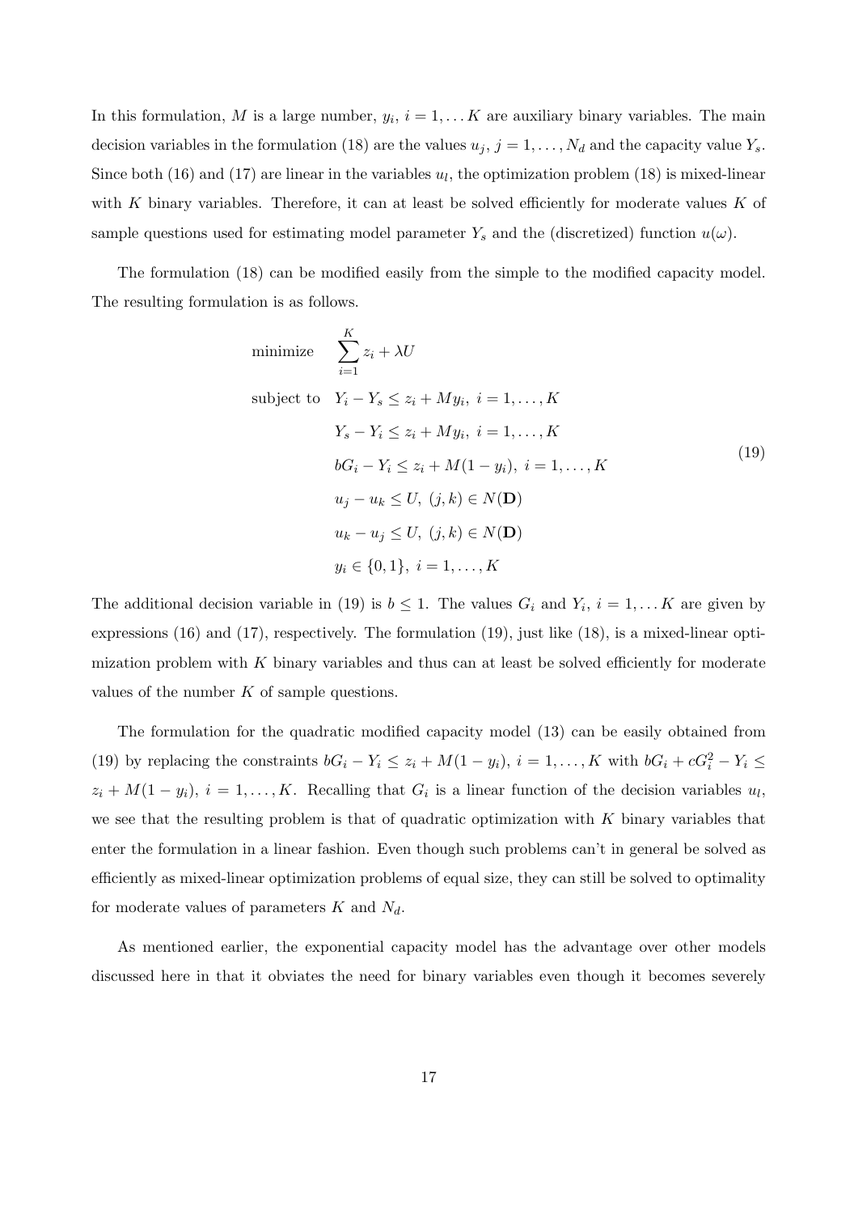In this formulation, $M$ is a large number, $y_i$, $i = 1, \dots K$ are auxiliary binary variables. The main decision variables in the formulation (18) are the values $u_j$, $j = 1, \dots, N_d$ and the capacity value $Y_s$. Since both (16) and (17) are linear in the variables $u_l$, the optimization problem (18) is mixed-linear with $K$ binary variables. Therefore, it can at least be solved efficiently for moderate values $K$ of sample questions used for estimating model parameter $Y_s$ and the (discretized) function $u(\omega)$.

The formulation (18) can be modified easily from the simple to the modified capacity model. The resulting formulation is as follows.

$$
\begin{aligned}
\text{minimize} \quad & \sum_{i=1}^{K} z_i + \lambda U \\
\text{subject to} \quad & Y_i - Y_s \leq z_i + My_i, \ i = 1, \dots, K \\
& Y_s - Y_i \leq z_i + My_i, \ i = 1, \dots, K \\
& bG_i - Y_i \leq z_i + M(1 - y_i), \ i = 1, \dots, K \\
& u_j - u_k \leq U, \ (j,k) \in N(\mathbf{D}) \\
& u_k - u_j \leq U, \ (j,k) \in N(\mathbf{D}) \\
& y_i \in \{0, 1\}, \ i = 1, \dots, K
\end{aligned}
\tag{19}
$$

The additional decision variable in (19) is $b \leq 1$. The values $G_i$ and $Y_i$, $i = 1, \dots K$ are given by expressions (16) and (17), respectively. The formulation (19), just like (18), is a mixed-linear optimization problem with $K$ binary variables and thus can at least be solved efficiently for moderate values of the number $K$ of sample questions.

The formulation for the quadratic modified capacity model (13) can be easily obtained from (19) by replacing the constraints $bG_i - Y_i \leq z_i + M(1 - y_i)$, $i = 1, \dots, K$ with $bG_i + cG_i^2 - Y_i \leq z_i + M(1 - y_i)$, $i = 1, \dots, K$. Recalling that $G_i$ is a linear function of the decision variables $u_l$, we see that the resulting problem is that of quadratic optimization with $K$ binary variables that enter the formulation in a linear fashion. Even though such problems can't in general be solved as efficiently as mixed-linear optimization problems of equal size, they can still be solved to optimality for moderate values of parameters $K$ and $N_d$.

As mentioned earlier, the exponential capacity model has the advantage over other models discussed here in that it obviates the need for binary variables even though it becomes severely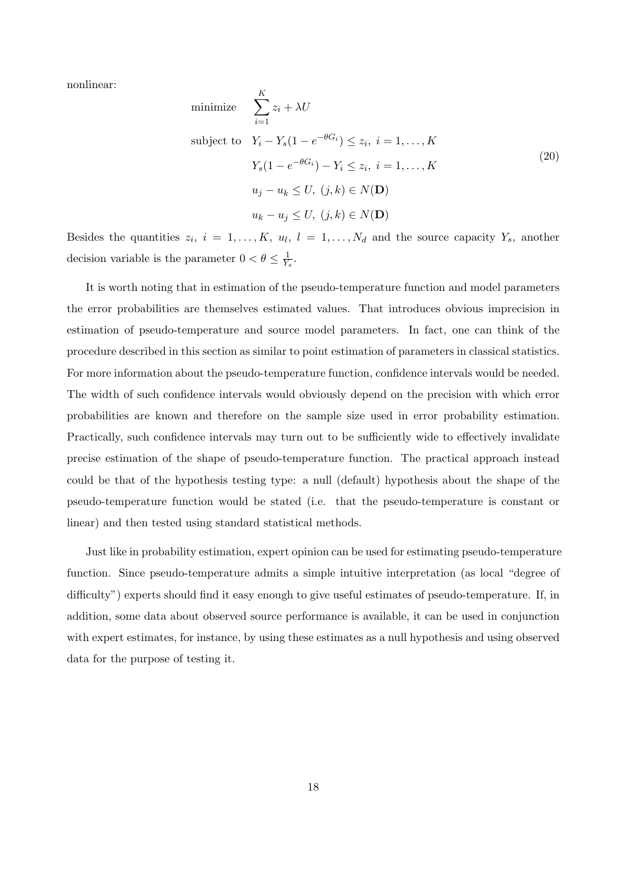nonlinear:

$$
\begin{aligned}
\text{minimize} \quad & \sum_{i=1}^{K} z_i + \lambda U \\
\text{subject to} \quad & Y_i - Y_s(1 - e^{-\theta G_i}) \le z_i, \ i = 1, \ldots, K \\
& Y_s(1 - e^{-\theta G_i}) - Y_i \le z_i, \ i = 1, \ldots, K \\
& u_j - u_k \le U, \ (j,k) \in N(\mathbf{D}) \\
& u_k - u_j \le U, \ (j,k) \in N(\mathbf{D})
\end{aligned}
\tag{20}
$$

Besides the quantities $z_i, \ i = 1, \ldots, K, \ u_l, \ l = 1, \ldots, N_d$ and the source capacity $Y_s$, another decision variable is the parameter $0 < \theta \le \frac{1}{Y_s}$.

It is worth noting that in estimation of the pseudo-temperature function and model parameters the error probabilities are themselves estimated values. That introduces obvious imprecision in estimation of pseudo-temperature and source model parameters. In fact, one can think of the procedure described in this section as similar to point estimation of parameters in classical statistics. For more information about the pseudo-temperature function, confidence intervals would be needed. The width of such confidence intervals would obviously depend on the precision with which error probabilities are known and therefore on the sample size used in error probability estimation. Practically, such confidence intervals may turn out to be sufficiently wide to effectively invalidate precise estimation of the shape of pseudo-temperature function. The practical approach instead could be that of the hypothesis testing type: a null (default) hypothesis about the shape of the pseudo-temperature function would be stated (i.e. that the pseudo-temperature is constant or linear) and then tested using standard statistical methods.

Just like in probability estimation, expert opinion can be used for estimating pseudo-temperature function. Since pseudo-temperature admits a simple intuitive interpretation (as local "degree of difficulty") experts should find it easy enough to give useful estimates of pseudo-temperature. If, in addition, some data about observed source performance is available, it can be used in conjunction with expert estimates, for instance, by using these estimates as a null hypothesis and using observed data for the purpose of testing it.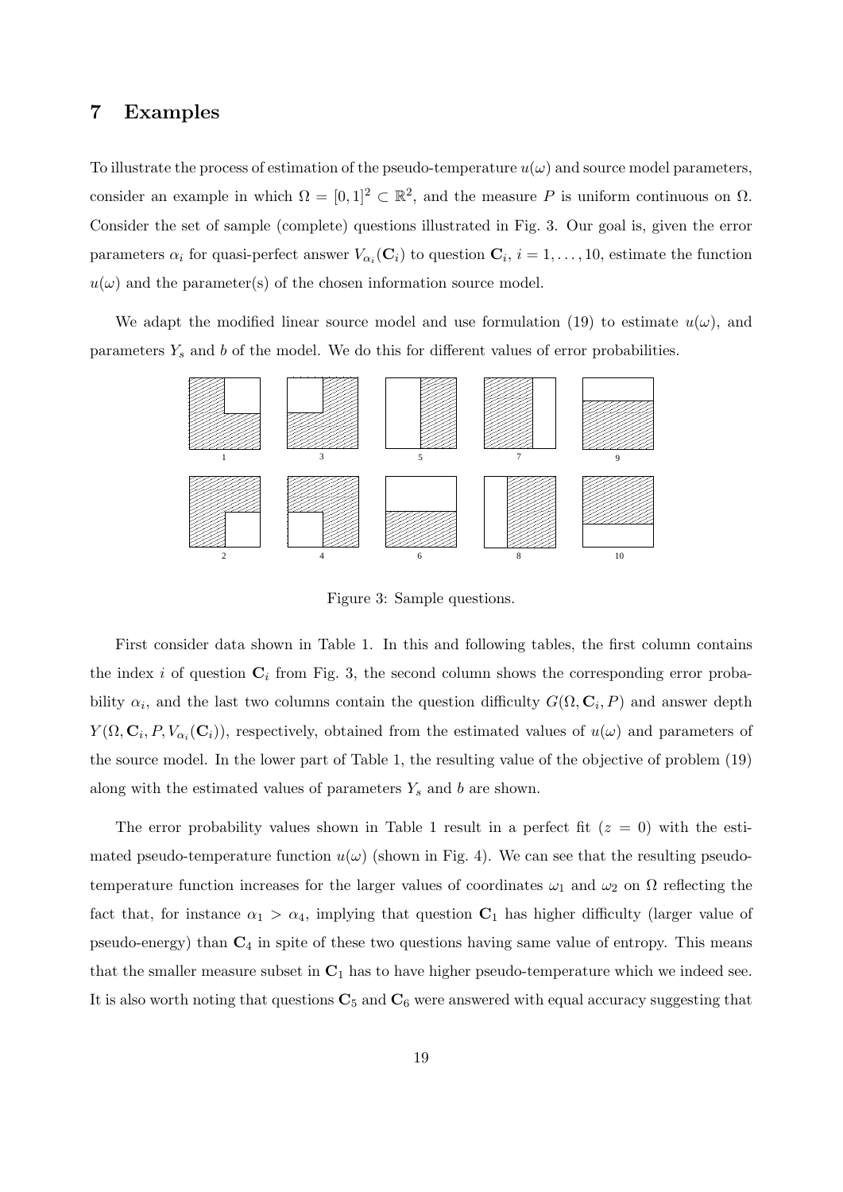# 7 Examples

To illustrate the process of estimation of the pseudo-temperature $u(\omega)$ and source model parameters, consider an example in which $\Omega = [0,1]^2 \subset \mathbb{R}^2$, and the measure $P$ is uniform continuous on $\Omega$. Consider the set of sample (complete) questions illustrated in Fig. 3. Our goal is, given the error parameters $\alpha_i$ for quasi-perfect answer $V_{\alpha_i}(\mathbf{C}_i)$ to question $\mathbf{C}_i$, $i = 1, \ldots, 10$, estimate the function $u(\omega)$ and the parameter(s) of the chosen information source model.

We adapt the modified linear source model and use formulation (19) to estimate $u(\omega)$, and parameters $Y_s$ and $b$ of the model. We do this for different values of error probabilities.

Figure 3: Sample questions.

First consider data shown in Table 1. In this and following tables, the first column contains the index $i$ of question $\mathbf{C}_i$ from Fig. 3, the second column shows the corresponding error probability $\alpha_i$, and the last two columns contain the question difficulty $G(\Omega, \mathbf{C}_i, P)$ and answer depth $Y(\Omega, \mathbf{C}_i, P, V_{\alpha_i}(\mathbf{C}_i))$, respectively, obtained from the estimated values of $u(\omega)$ and parameters of the source model. In the lower part of Table 1, the resulting value of the objective of problem (19) along with the estimated values of parameters $Y_s$ and $b$ are shown.

The error probability values shown in Table 1 result in a perfect fit ($z = 0$) with the estimated pseudo-temperature function $u(\omega)$ (shown in Fig. 4). We can see that the resulting pseudo-temperature function increases for the larger values of coordinates $\omega_1$ and $\omega_2$ on $\Omega$ reflecting the fact that, for instance $\alpha_1 > \alpha_4$, implying that question $\mathbf{C}_1$ has higher difficulty (larger value of pseudo-energy) than $\mathbf{C}_4$ in spite of these two questions having same value of entropy. This means that the smaller measure subset in $\mathbf{C}_1$ has to have higher pseudo-temperature which we indeed see. It is also worth noting that questions $\mathbf{C}_5$ and $\mathbf{C}_6$ were answered with equal accuracy suggesting that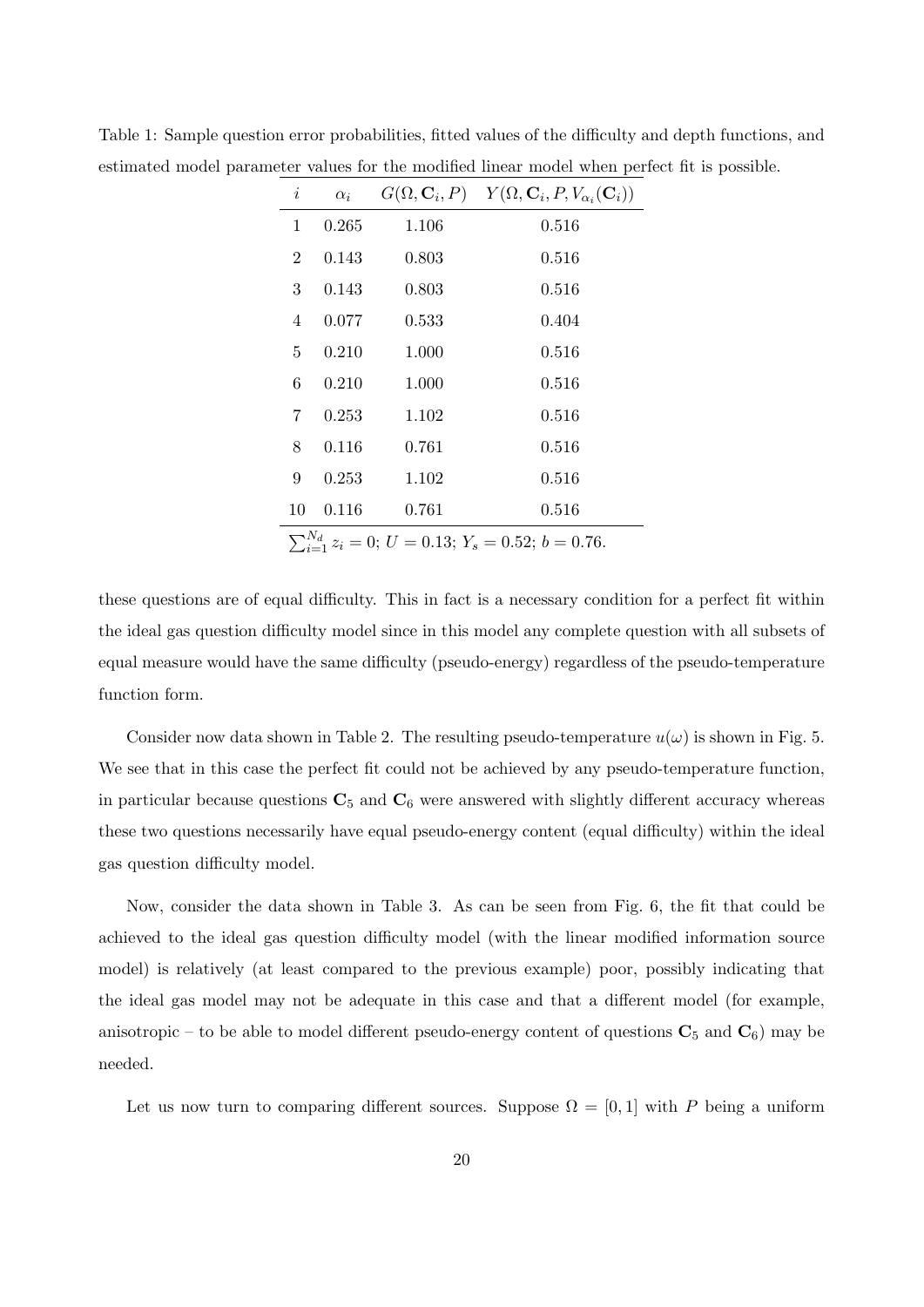Table 1: Sample question error probabilities, fitted values of the difficulty and depth functions, and estimated model parameter values for the modified linear model when perfect fit is possible.

| $i$ | $\alpha_i$ | $G(\Omega, \mathbf{C}_i, P)$ | $Y(\Omega, \mathbf{C}_i, P, V_{\alpha_i}(\mathbf{C}_i))$ |
|---|---|---|---|
| 1 | 0.265 | 1.106 | 0.516 |
| 2 | 0.143 | 0.803 | 0.516 |
| 3 | 0.143 | 0.803 | 0.516 |
| 4 | 0.077 | 0.533 | 0.404 |
| 5 | 0.210 | 1.000 | 0.516 |
| 6 | 0.210 | 1.000 | 0.516 |
| 7 | 0.253 | 1.102 | 0.516 |
| 8 | 0.116 | 0.761 | 0.516 |
| 9 | 0.253 | 1.102 | 0.516 |
| 10 | 0.116 | 0.761 | 0.516 |

$\sum_{i=1}^{N_d} z_i = 0$; $U = 0.13$; $Y_s = 0.52$; $b = 0.76$.

these questions are of equal difficulty. This in fact is a necessary condition for a perfect fit within the ideal gas question difficulty model since in this model any complete question with all subsets of equal measure would have the same difficulty (pseudo-energy) regardless of the pseudo-temperature function form.

Consider now data shown in Table 2. The resulting pseudo-temperature $u(\omega)$ is shown in Fig. 5. We see that in this case the perfect fit could not be achieved by any pseudo-temperature function, in particular because questions $\mathbf{C}_5$ and $\mathbf{C}_6$ were answered with slightly different accuracy whereas these two questions necessarily have equal pseudo-energy content (equal difficulty) within the ideal gas question difficulty model.

Now, consider the data shown in Table 3. As can be seen from Fig. 6, the fit that could be achieved to the ideal gas question difficulty model (with the linear modified information source model) is relatively (at least compared to the previous example) poor, possibly indicating that the ideal gas model may not be adequate in this case and that a different model (for example, anisotropic – to be able to model different pseudo-energy content of questions $\mathbf{C}_5$ and $\mathbf{C}_6$) may be needed.

Let us now turn to comparing different sources. Suppose $\Omega = [0, 1]$ with $P$ being a uniform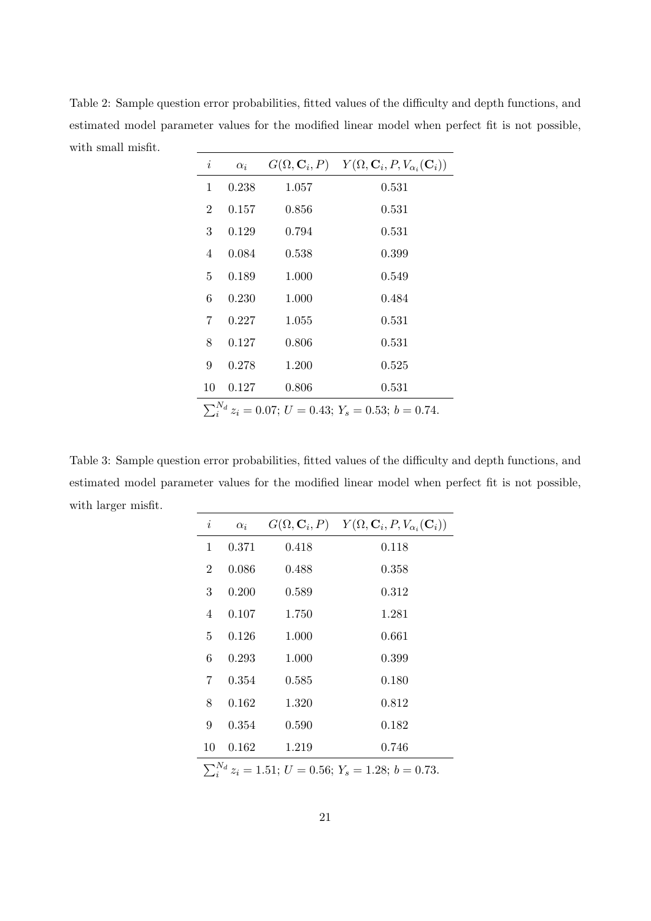Table 2: Sample question error probabilities, fitted values of the difficulty and depth functions, and estimated model parameter values for the modified linear model when perfect fit is not possible, with small misfit.

| $i$ | $\alpha_i$ | $G(\Omega, \mathbf{C}_i, P)$ | $Y(\Omega, \mathbf{C}_i, P, V_{\alpha_i}(\mathbf{C}_i))$ |
|---|---|---|---|
| 1 | 0.238 | 1.057 | 0.531 |
| 2 | 0.157 | 0.856 | 0.531 |
| 3 | 0.129 | 0.794 | 0.531 |
| 4 | 0.084 | 0.538 | 0.399 |
| 5 | 0.189 | 1.000 | 0.549 |
| 6 | 0.230 | 1.000 | 0.484 |
| 7 | 0.227 | 1.055 | 0.531 |
| 8 | 0.127 | 0.806 | 0.531 |
| 9 | 0.278 | 1.200 | 0.525 |
| 10 | 0.127 | 0.806 | 0.531 |

$\sum_i^{N_d} z_i = 0.07$; $U = 0.43$; $Y_s = 0.53$; $b = 0.74$.

Table 3: Sample question error probabilities, fitted values of the difficulty and depth functions, and estimated model parameter values for the modified linear model when perfect fit is not possible, with larger misfit.

| $i$ | $\alpha_i$ | $G(\Omega, \mathbf{C}_i, P)$ | $Y(\Omega, \mathbf{C}_i, P, V_{\alpha_i}(\mathbf{C}_i))$ |
|---|---|---|---|
| 1 | 0.371 | 0.418 | 0.118 |
| 2 | 0.086 | 0.488 | 0.358 |
| 3 | 0.200 | 0.589 | 0.312 |
| 4 | 0.107 | 1.750 | 1.281 |
| 5 | 0.126 | 1.000 | 0.661 |
| 6 | 0.293 | 1.000 | 0.399 |
| 7 | 0.354 | 0.585 | 0.180 |
| 8 | 0.162 | 1.320 | 0.812 |
| 9 | 0.354 | 0.590 | 0.182 |
| 10 | 0.162 | 1.219 | 0.746 |

$\sum_i^{N_d} z_i = 1.51$; $U = 0.56$; $Y_s = 1.28$; $b = 0.73$.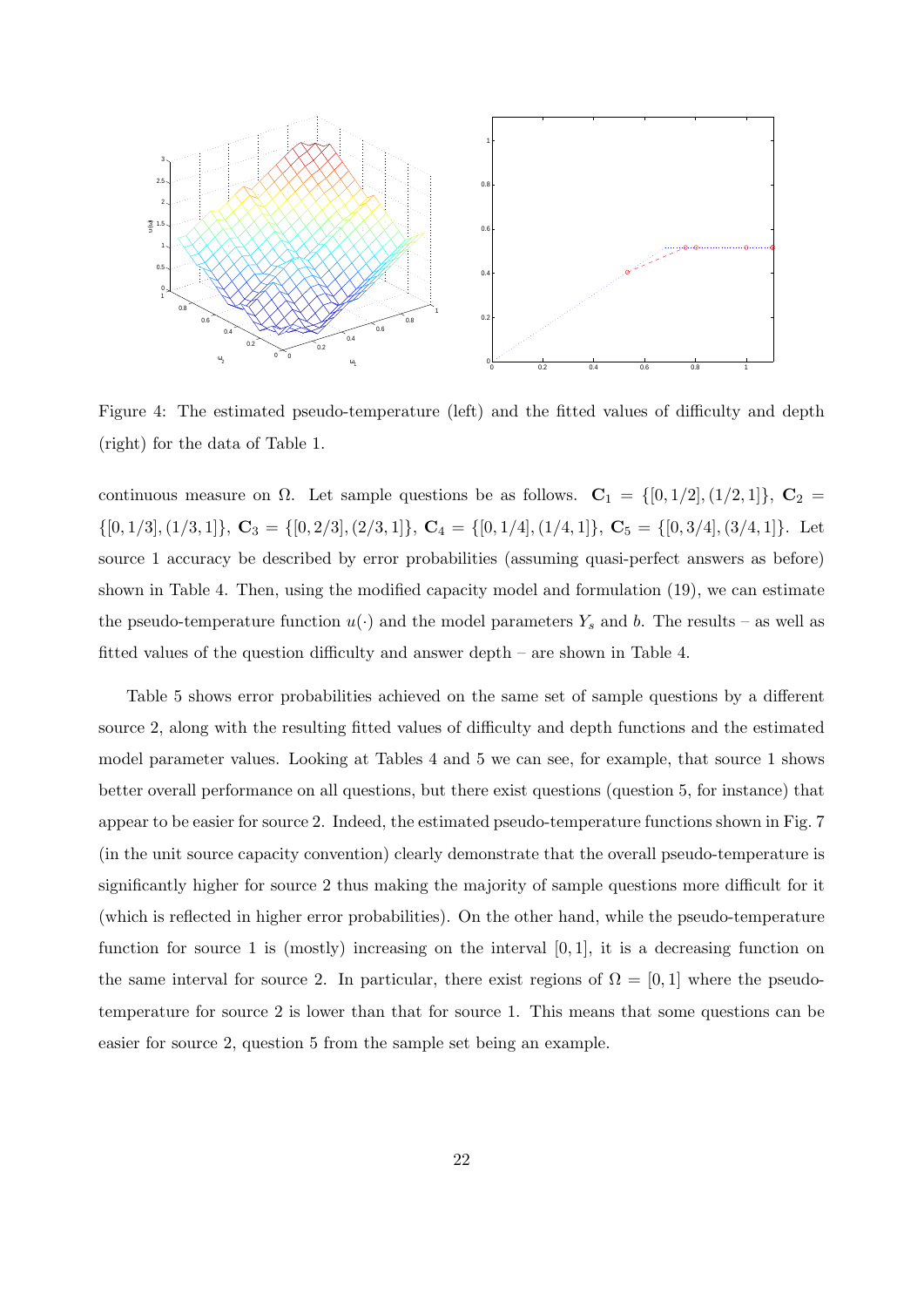Figure 4: The estimated pseudo-temperature (left) and the fitted values of difficulty and depth (right) for the data of Table 1.

continuous measure on $\Omega$. Let sample questions be as follows. $\mathbf{C}_1 = \{[0, 1/2], (1/2, 1]\}$, $\mathbf{C}_2 = \{[0, 1/3], (1/3, 1]\}$, $\mathbf{C}_3 = \{[0, 2/3], (2/3, 1]\}$, $\mathbf{C}_4 = \{[0, 1/4], (1/4, 1]\}$, $\mathbf{C}_5 = \{[0, 3/4], (3/4, 1]\}$. Let source 1 accuracy be described by error probabilities (assuming quasi-perfect answers as before) shown in Table 4. Then, using the modified capacity model and formulation (19), we can estimate the pseudo-temperature function $u(\cdot)$ and the model parameters $Y_s$ and $b$. The results – as well as fitted values of the question difficulty and answer depth – are shown in Table 4.

Table 5 shows error probabilities achieved on the same set of sample questions by a different source 2, along with the resulting fitted values of difficulty and depth functions and the estimated model parameter values. Looking at Tables 4 and 5 we can see, for example, that source 1 shows better overall performance on all questions, but there exist questions (question 5, for instance) that appear to be easier for source 2. Indeed, the estimated pseudo-temperature functions shown in Fig. 7 (in the unit source capacity convention) clearly demonstrate that the overall pseudo-temperature is significantly higher for source 2 thus making the majority of sample questions more difficult for it (which is reflected in higher error probabilities). On the other hand, while the pseudo-temperature function for source 1 is (mostly) increasing on the interval $[0, 1]$, it is a decreasing function on the same interval for source 2. In particular, there exist regions of $\Omega = [0, 1]$ where the pseudo-temperature for source 2 is lower than that for source 1. This means that some questions can be easier for source 2, question 5 from the sample set being an example.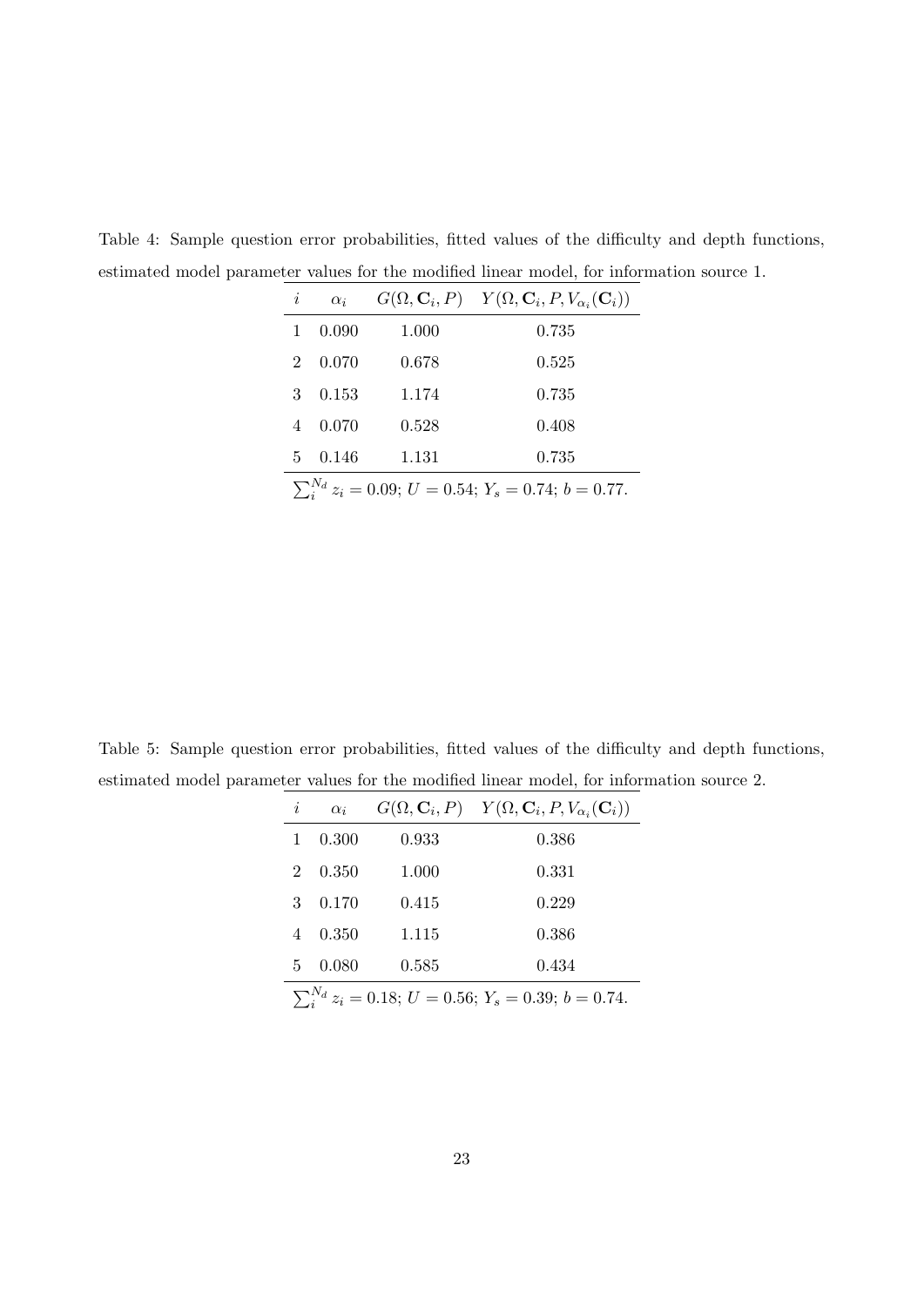Table 4: Sample question error probabilities, fitted values of the difficulty and depth functions, estimated model parameter values for the modified linear model, for information source 1.

| $i$ | $\alpha_i$ | $G(\Omega, \mathbf{C}_i, P)$ | $Y(\Omega, \mathbf{C}_i, P, V_{\alpha_i}(\mathbf{C}_i))$ |
|---|---|---|---|
| 1 | 0.090 | 1.000 | 0.735 |
| 2 | 0.070 | 0.678 | 0.525 |
| 3 | 0.153 | 1.174 | 0.735 |
| 4 | 0.070 | 0.528 | 0.408 |
| 5 | 0.146 | 1.131 | 0.735 |

$\sum_i^{N_d} z_i = 0.09$; $U = 0.54$; $Y_s = 0.74$; $b = 0.77$.

Table 5: Sample question error probabilities, fitted values of the difficulty and depth functions, estimated model parameter values for the modified linear model, for information source 2.

| $i$ | $\alpha_i$ | $G(\Omega, \mathbf{C}_i, P)$ | $Y(\Omega, \mathbf{C}_i, P, V_{\alpha_i}(\mathbf{C}_i))$ |
|---|---|---|---|
| 1 | 0.300 | 0.933 | 0.386 |
| 2 | 0.350 | 1.000 | 0.331 |
| 3 | 0.170 | 0.415 | 0.229 |
| 4 | 0.350 | 1.115 | 0.386 |
| 5 | 0.080 | 0.585 | 0.434 |

$\sum_i^{N_d} z_i = 0.18$; $U = 0.56$; $Y_s = 0.39$; $b = 0.74$.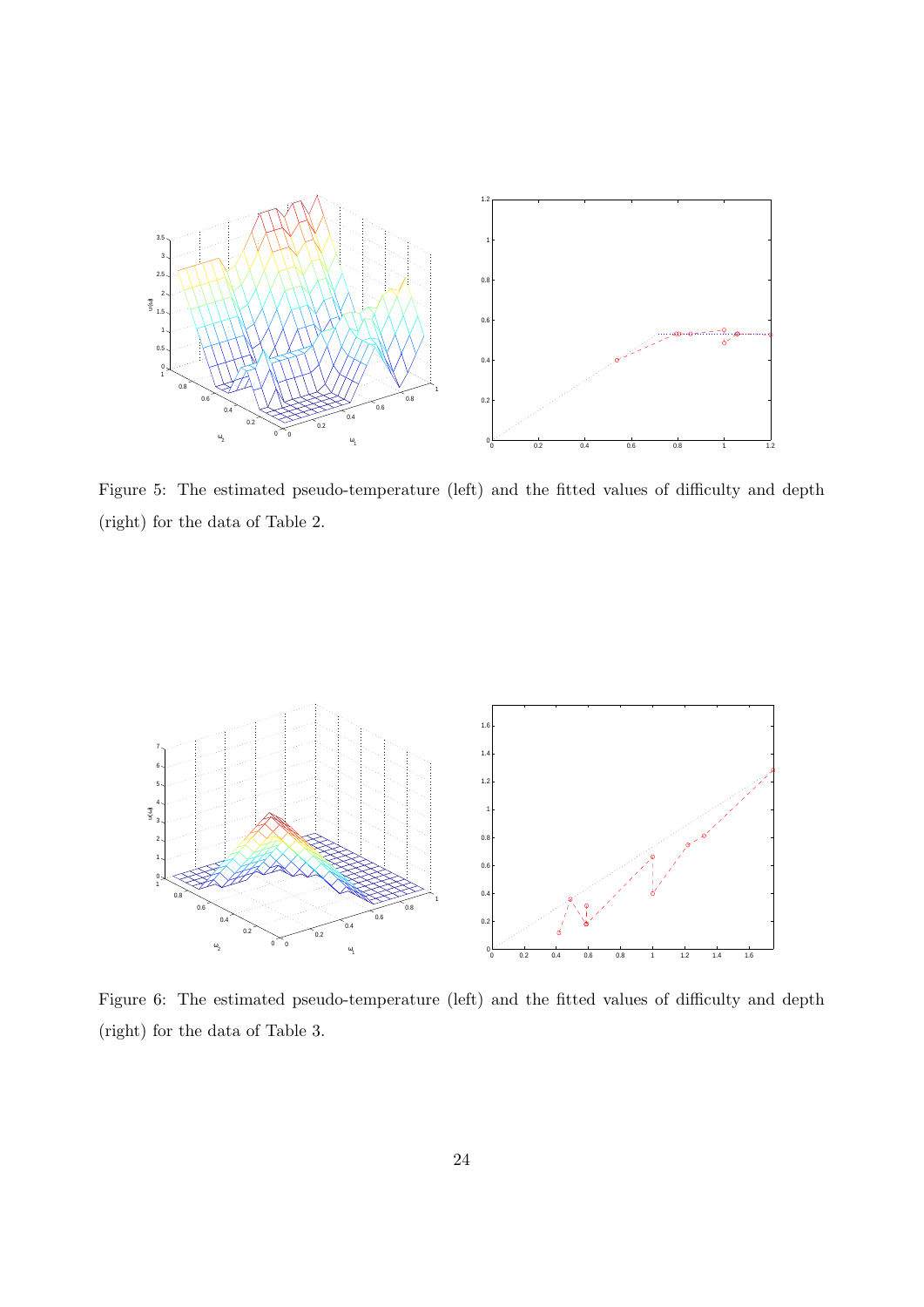Figure 5: The estimated pseudo-temperature (left) and the fitted values of difficulty and depth (right) for the data of Table 2.

Figure 6: The estimated pseudo-temperature (left) and the fitted values of difficulty and depth (right) for the data of Table 3.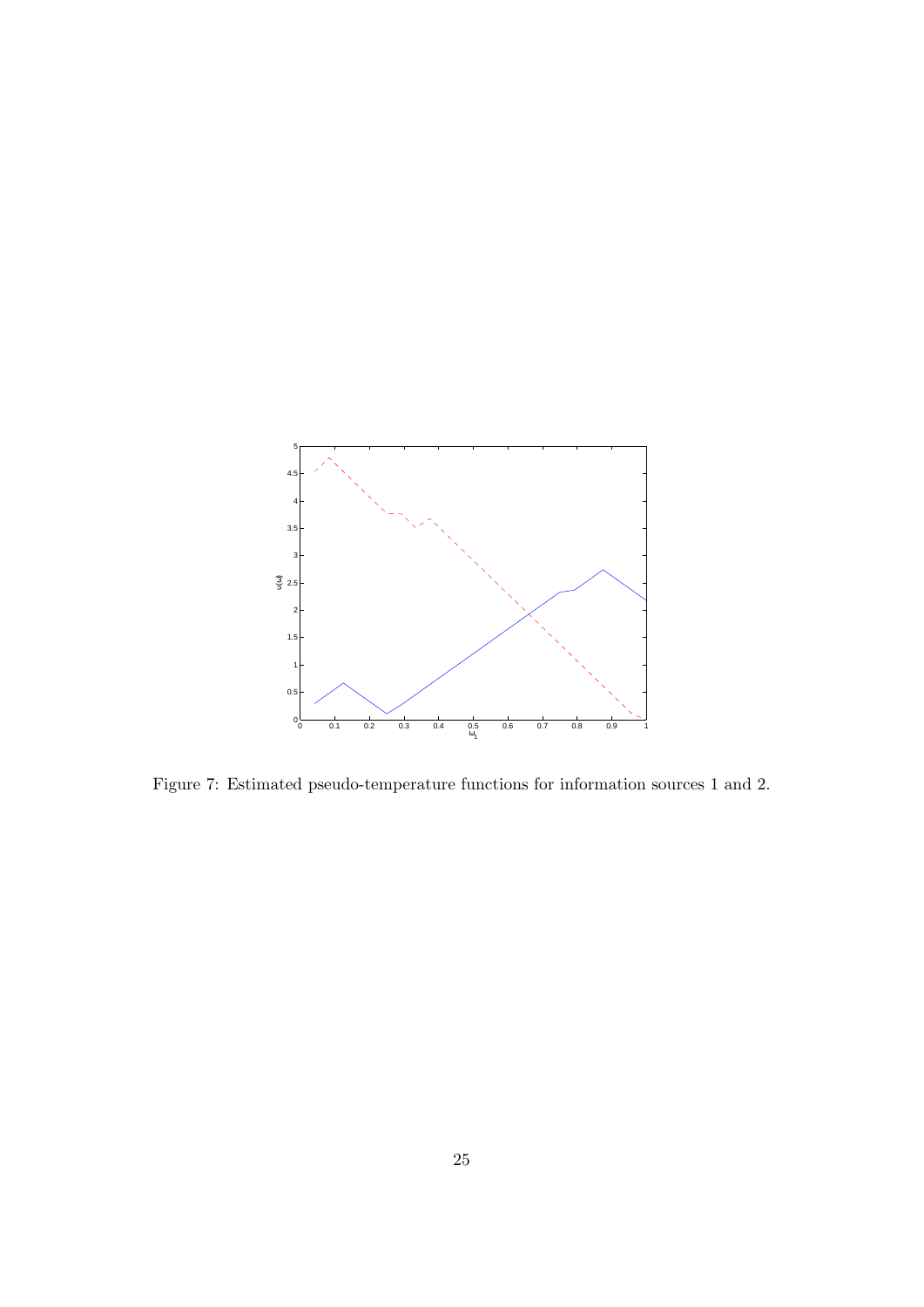Figure 7: Estimated pseudo-temperature functions for information sources 1 and 2.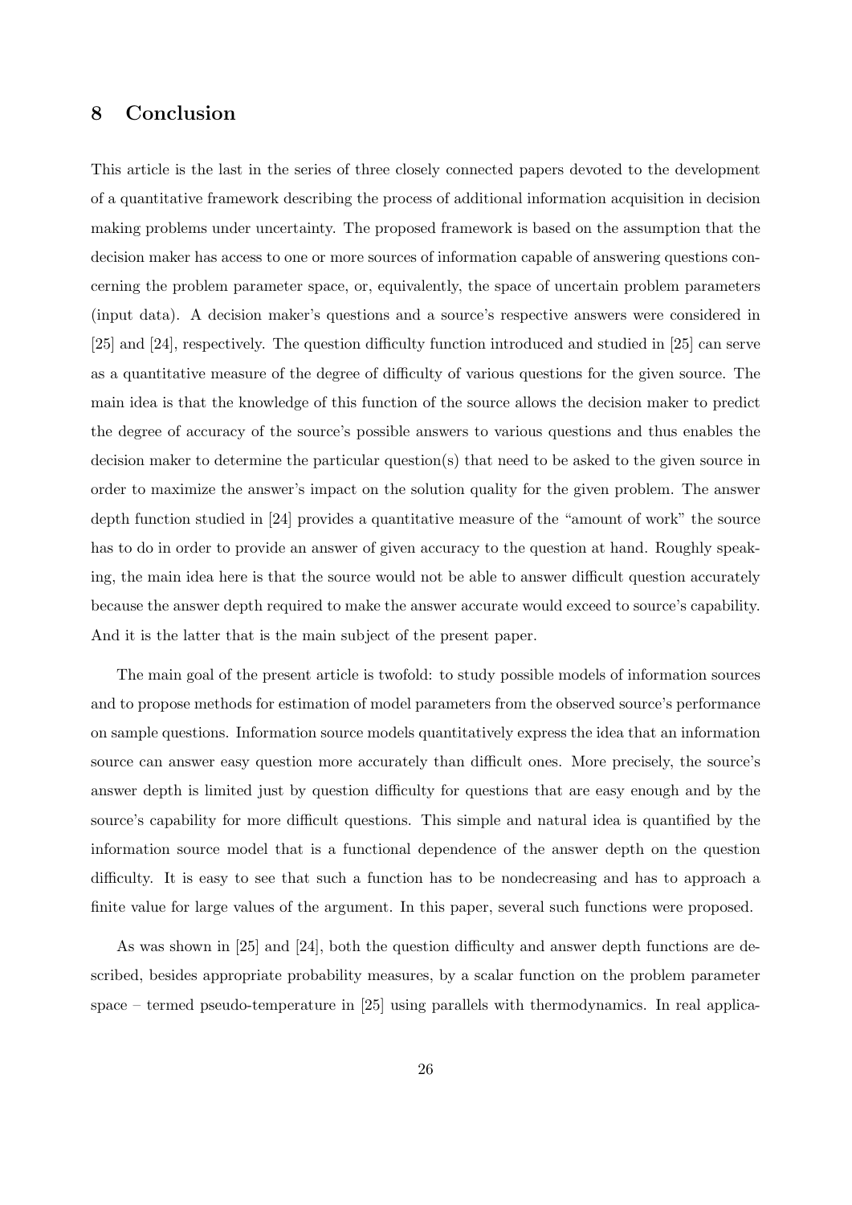## 8 Conclusion

This article is the last in the series of three closely connected papers devoted to the development of a quantitative framework describing the process of additional information acquisition in decision making problems under uncertainty. The proposed framework is based on the assumption that the decision maker has access to one or more sources of information capable of answering questions concerning the problem parameter space, or, equivalently, the space of uncertain problem parameters (input data). A decision maker's questions and a source's respective answers were considered in [25] and [24], respectively. The question difficulty function introduced and studied in [25] can serve as a quantitative measure of the degree of difficulty of various questions for the given source. The main idea is that the knowledge of this function of the source allows the decision maker to predict the degree of accuracy of the source's possible answers to various questions and thus enables the decision maker to determine the particular question(s) that need to be asked to the given source in order to maximize the answer's impact on the solution quality for the given problem. The answer depth function studied in [24] provides a quantitative measure of the "amount of work" the source has to do in order to provide an answer of given accuracy to the question at hand. Roughly speaking, the main idea here is that the source would not be able to answer difficult question accurately because the answer depth required to make the answer accurate would exceed to source's capability. And it is the latter that is the main subject of the present paper.

The main goal of the present article is twofold: to study possible models of information sources and to propose methods for estimation of model parameters from the observed source's performance on sample questions. Information source models quantitatively express the idea that an information source can answer easy question more accurately than difficult ones. More precisely, the source's answer depth is limited just by question difficulty for questions that are easy enough and by the source's capability for more difficult questions. This simple and natural idea is quantified by the information source model that is a functional dependence of the answer depth on the question difficulty. It is easy to see that such a function has to be nondecreasing and has to approach a finite value for large values of the argument. In this paper, several such functions were proposed.

As was shown in [25] and [24], both the question difficulty and answer depth functions are described, besides appropriate probability measures, by a scalar function on the problem parameter space – termed pseudo-temperature in [25] using parallels with thermodynamics. In real applica-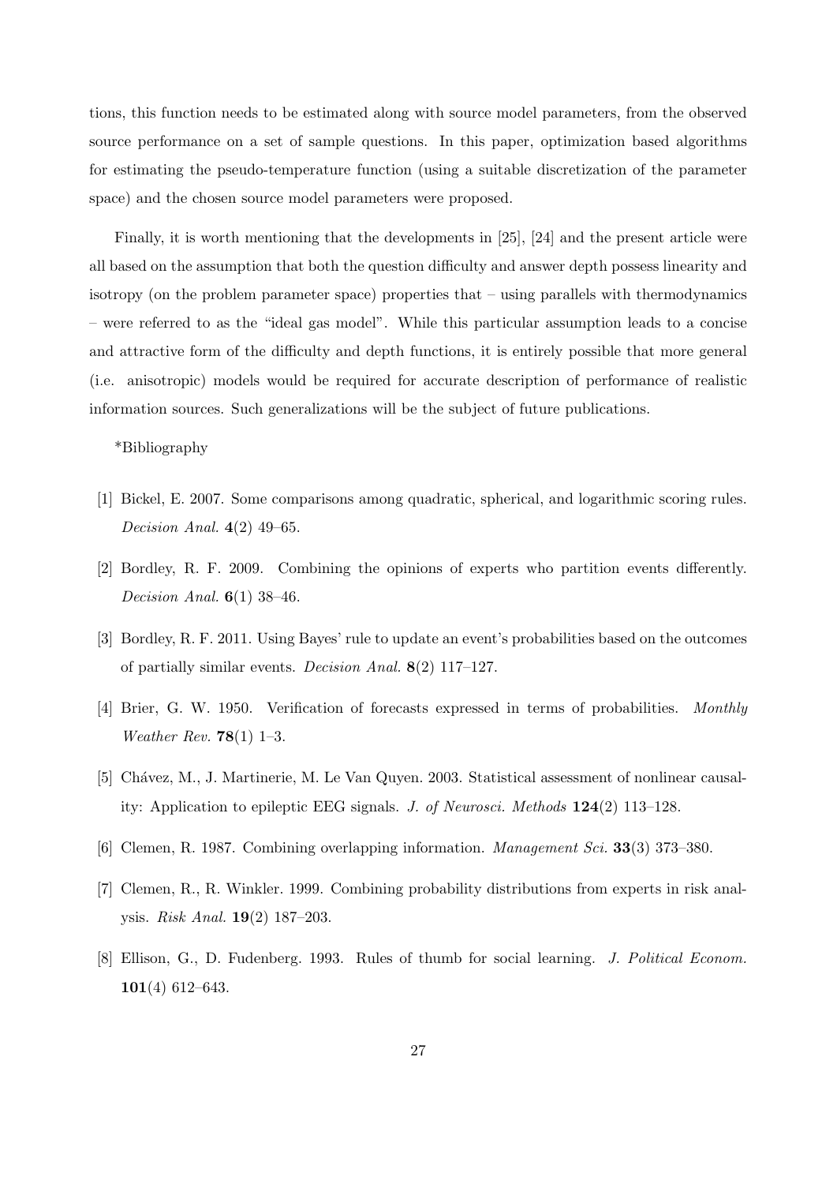tions, this function needs to be estimated along with source model parameters, from the observed source performance on a set of sample questions. In this paper, optimization based algorithms for estimating the pseudo-temperature function (using a suitable discretization of the parameter space) and the chosen source model parameters were proposed.

Finally, it is worth mentioning that the developments in [25], [24] and the present article were all based on the assumption that both the question difficulty and answer depth possess linearity and isotropy (on the problem parameter space) properties that – using parallels with thermodynamics – were referred to as the "ideal gas model". While this particular assumption leads to a concise and attractive form of the difficulty and depth functions, it is entirely possible that more general (i.e. anisotropic) models would be required for accurate description of performance of realistic information sources. Such generalizations will be the subject of future publications.

*Bibliography

[1] Bickel, E. 2007. Some comparisons among quadratic, spherical, and logarithmic scoring rules. *Decision Anal.* **4**(2) 49–65.

[2] Bordley, R. F. 2009. Combining the opinions of experts who partition events differently. *Decision Anal.* **6**(1) 38–46.

[3] Bordley, R. F. 2011. Using Bayes' rule to update an event's probabilities based on the outcomes of partially similar events. *Decision Anal.* **8**(2) 117–127.

[4] Brier, G. W. 1950. Verification of forecasts expressed in terms of probabilities. *Monthly Weather Rev.* **78**(1) 1–3.

[5] Chávez, M., J. Martinerie, M. Le Van Quyen. 2003. Statistical assessment of nonlinear causality: Application to epileptic EEG signals. *J. of Neurosci. Methods* **124**(2) 113–128.

[6] Clemen, R. 1987. Combining overlapping information. *Management Sci.* **33**(3) 373–380.

[7] Clemen, R., R. Winkler. 1999. Combining probability distributions from experts in risk analysis. *Risk Anal.* **19**(2) 187–203.

[8] Ellison, G., D. Fudenberg. 1993. Rules of thumb for social learning. *J. Political Econom.* **101**(4) 612–643.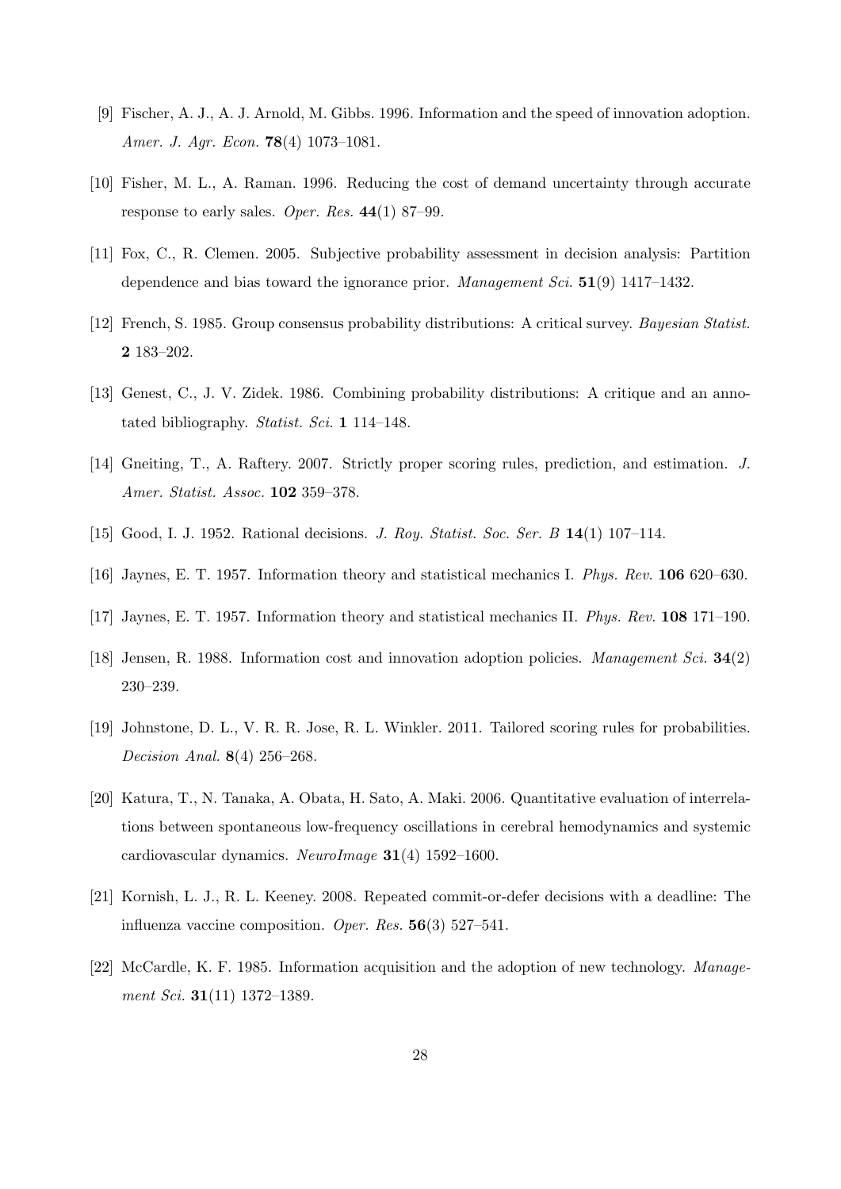[9] Fischer, A. J., A. J. Arnold, M. Gibbs. 1996. Information and the speed of innovation adoption. *Amer. J. Agr. Econ.* **78**(4) 1073–1081.

[10] Fisher, M. L., A. Raman. 1996. Reducing the cost of demand uncertainty through accurate response to early sales. *Oper. Res.* **44**(1) 87–99.

[11] Fox, C., R. Clemen. 2005. Subjective probability assessment in decision analysis: Partition dependence and bias toward the ignorance prior. *Management Sci.* **51**(9) 1417–1432.

[12] French, S. 1985. Group consensus probability distributions: A critical survey. *Bayesian Statist.* **2** 183–202.

[13] Genest, C., J. V. Zidek. 1986. Combining probability distributions: A critique and an annotated bibliography. *Statist. Sci.* **1** 114–148.

[14] Gneiting, T., A. Raftery. 2007. Strictly proper scoring rules, prediction, and estimation. *J. Amer. Statist. Assoc.* **102** 359–378.

[15] Good, I. J. 1952. Rational decisions. *J. Roy. Statist. Soc. Ser. B* **14**(1) 107–114.

[16] Jaynes, E. T. 1957. Information theory and statistical mechanics I. *Phys. Rev.* **106** 620–630.

[17] Jaynes, E. T. 1957. Information theory and statistical mechanics II. *Phys. Rev.* **108** 171–190.

[18] Jensen, R. 1988. Information cost and innovation adoption policies. *Management Sci.* **34**(2) 230–239.

[19] Johnstone, D. L., V. R. R. Jose, R. L. Winkler. 2011. Tailored scoring rules for probabilities. *Decision Anal.* **8**(4) 256–268.

[20] Katura, T., N. Tanaka, A. Obata, H. Sato, A. Maki. 2006. Quantitative evaluation of interrelations between spontaneous low-frequency oscillations in cerebral hemodynamics and systemic cardiovascular dynamics. *NeuroImage* **31**(4) 1592–1600.

[21] Kornish, L. J., R. L. Keeney. 2008. Repeated commit-or-defer decisions with a deadline: The influenza vaccine composition. *Oper. Res.* **56**(3) 527–541.

[22] McCardle, K. F. 1985. Information acquisition and the adoption of new technology. *Management Sci.* **31**(11) 1372–1389.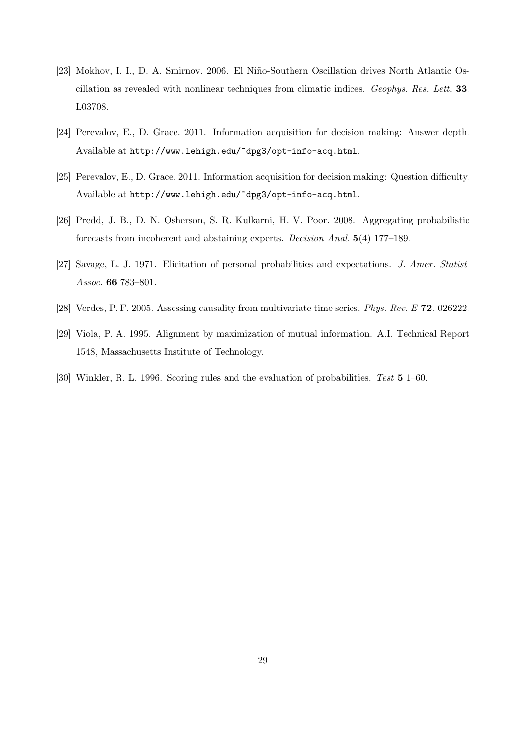[23] Mokhov, I. I., D. A. Smirnov. 2006. El Niño-Southern Oscillation drives North Atlantic Oscillation as revealed with nonlinear techniques from climatic indices. *Geophys. Res. Lett.* **33**. L03708.

[24] Perevalov, E., D. Grace. 2011. Information acquisition for decision making: Answer depth. Available at `http://www.lehigh.edu/~dpg3/opt-info-acq.html`.

[25] Perevalov, E., D. Grace. 2011. Information acquisition for decision making: Question difficulty. Available at `http://www.lehigh.edu/~dpg3/opt-info-acq.html`.

[26] Predd, J. B., D. N. Osherson, S. R. Kulkarni, H. V. Poor. 2008. Aggregating probabilistic forecasts from incoherent and abstaining experts. *Decision Anal.* **5**(4) 177–189.

[27] Savage, L. J. 1971. Elicitation of personal probabilities and expectations. *J. Amer. Statist. Assoc.* **66** 783–801.

[28] Verdes, P. F. 2005. Assessing causality from multivariate time series. *Phys. Rev. E* **72**. 026222.

[29] Viola, P. A. 1995. Alignment by maximization of mutual information. A.I. Technical Report 1548, Massachusetts Institute of Technology.

[30] Winkler, R. L. 1996. Scoring rules and the evaluation of probabilities. *Test* **5** 1–60.